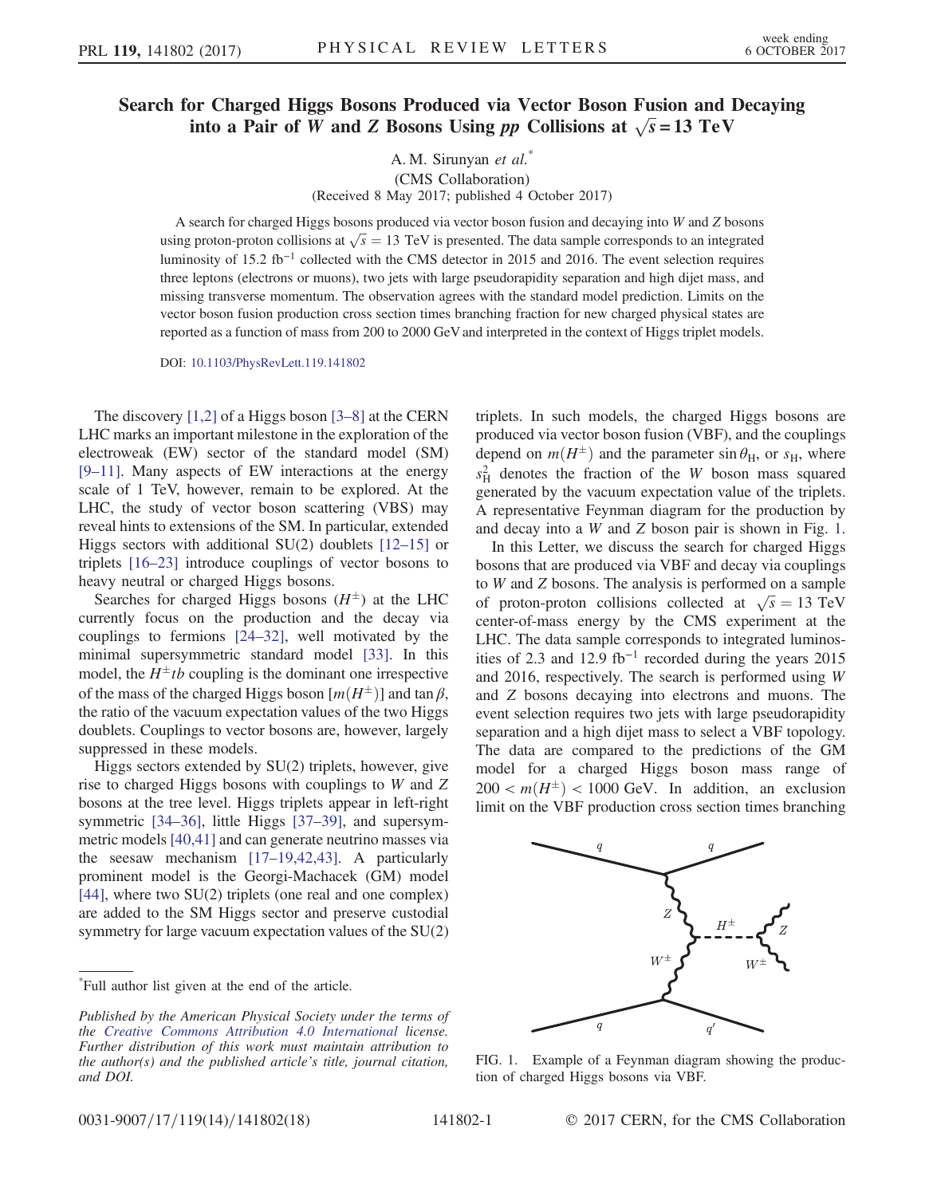# Search for Charged Higgs Bosons Produced via Vector Boson Fusion and Decaying into a Pair of $W$ and $Z$ Bosons Using $pp$ Collisions at $\sqrt{s} = 13$ TeV

A. M. Sirunyan *et al.**

(CMS Collaboration)

(Received 8 May 2017; published 4 October 2017)

A search for charged Higgs bosons produced via vector boson fusion and decaying into $W$ and $Z$ bosons using proton-proton collisions at $\sqrt{s} = 13$ TeV is presented. The data sample corresponds to an integrated luminosity of 15.2 $\mathrm{fb}^{-1}$ collected with the CMS detector in 2015 and 2016. The event selection requires three leptons (electrons or muons), two jets with large pseudorapidity separation and high dijet mass, and missing transverse momentum. The observation agrees with the standard model prediction. Limits on the vector boson fusion production cross section times branching fraction for new charged physical states are reported as a function of mass from 200 to 2000 GeV and interpreted in the context of Higgs triplet models.

DOI: 10.1103/PhysRevLett.119.141802

The discovery [1,2] of a Higgs boson [3–8] at the CERN LHC marks an important milestone in the exploration of the electroweak (EW) sector of the standard model (SM) [9–11]. Many aspects of EW interactions at the energy scale of 1 TeV, however, remain to be explored. At the LHC, the study of vector boson scattering (VBS) may reveal hints to extensions of the SM. In particular, extended Higgs sectors with additional SU(2) doublets [12–15] or triplets [16–23] introduce couplings of vector bosons to heavy neutral or charged Higgs bosons.

Searches for charged Higgs bosons ($H^{\pm}$) at the LHC currently focus on the production and the decay via couplings to fermions [24–32], well motivated by the minimal supersymmetric standard model [33]. In this model, the $H^{\pm}tb$ coupling is the dominant one irrespective of the mass of the charged Higgs boson [$m(H^{\pm})$] and $\tan\beta$, the ratio of the vacuum expectation values of the two Higgs doublets. Couplings to vector bosons are, however, largely suppressed in these models.

Higgs sectors extended by SU(2) triplets, however, give rise to charged Higgs bosons with couplings to $W$ and $Z$ bosons at the tree level. Higgs triplets appear in left-right symmetric [34–36], little Higgs [37–39], and supersymmetric models [40,41] and can generate neutrino masses via the seesaw mechanism [17–19,42,43]. A particularly prominent model is the Georgi-Machacek (GM) model [44], where two SU(2) triplets (one real and one complex) are added to the SM Higgs sector and preserve custodial symmetry for large vacuum expectation values of the SU(2) triplets. In such models, the charged Higgs bosons are produced via vector boson fusion (VBF), and the couplings depend on $m(H^{\pm})$ and the parameter $\sin\theta_{\mathrm{H}}$, or $s_{\mathrm{H}}$, where $s_{\mathrm{H}}^2$ denotes the fraction of the $W$ boson mass squared generated by the vacuum expectation value of the triplets. A representative Feynman diagram for the production by and decay into a $W$ and $Z$ boson pair is shown in Fig. 1.

In this Letter, we discuss the search for charged Higgs bosons that are produced via VBF and decay via couplings to $W$ and $Z$ bosons. The analysis is performed on a sample of proton-proton collisions collected at $\sqrt{s} = 13$ TeV center-of-mass energy by the CMS experiment at the LHC. The data sample corresponds to integrated luminosities of 2.3 and 12.9 $\mathrm{fb}^{-1}$ recorded during the years 2015 and 2016, respectively. The search is performed using $W$ and $Z$ bosons decaying into electrons and muons. The event selection requires two jets with large pseudorapidity separation and a high dijet mass to select a VBF topology. The data are compared to the predictions of the GM model for a charged Higgs boson mass range of $200 < m(H^{\pm}) < 1000$ GeV. In addition, an exclusion limit on the VBF production cross section times branching

FIG. 1. Example of a Feynman diagram showing the production of charged Higgs bosons via VBF.

*Full author list given at the end of the article.

*Published by the American Physical Society under the terms of the Creative Commons Attribution 4.0 International license. Further distribution of this work must maintain attribution to the author(s) and the published article's title, journal citation, and DOI.*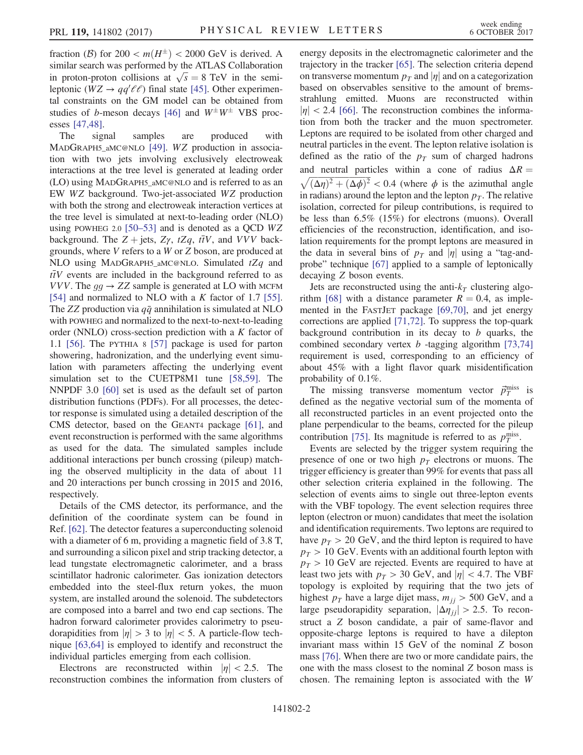fraction ($\mathcal{B}$) for $200 < m(H^{\pm}) < 2000$ GeV is derived. A similar search was performed by the ATLAS Collaboration in proton-proton collisions at $\sqrt{s} = 8$ TeV in the semi-leptonic ($WZ \to qq'\ell\ell$) final state [45]. Other experimental constraints on the GM model can be obtained from studies of $b$-meson decays [46] and $W^{\pm}W^{\pm}$ VBS processes [47,48].

The signal samples are produced with MadGraph5_aMC@NLO [49]. $WZ$ production in association with two jets involving exclusively electroweak interactions at the tree level is generated at leading order (LO) using MadGraph5_aMC@NLO and is referred to as an EW $WZ$ background. Two-jet-associated $WZ$ production with both the strong and electroweak interaction vertices at the tree level is simulated at next-to-leading order (NLO) using POWHEG 2.0 [50–53] and is denoted as a QCD $WZ$ background. The $Z+$jets, $Z\gamma$, $tZq$, $t\bar{t}V$, and $VVV$ backgrounds, where $V$ refers to a $W$ or $Z$ boson, are produced at NLO using MadGraph5_aMC@NLO. Simulated $tZq$ and $t\bar{t}V$ events are included in the background referred to as $VVV$. The $gg \to ZZ$ sample is generated at LO with MCFM [54] and normalized to NLO with a $K$ factor of 1.7 [55]. The $ZZ$ production via $q\bar{q}$ annihilation is simulated at NLO with POWHEG and normalized to the next-to-next-to-leading order (NNLO) cross-section prediction with a $K$ factor of 1.1 [56]. The PYTHIA 8 [57] package is used for parton showering, hadronization, and the underlying event simulation with parameters affecting the underlying event simulation set to the CUETP8M1 tune [58,59]. The NNPDF 3.0 [60] set is used as the default set of parton distribution functions (PDFs). For all processes, the detector response is simulated using a detailed description of the CMS detector, based on the GEANT4 package [61], and event reconstruction is performed with the same algorithms as used for the data. The simulated samples include additional interactions per bunch crossing (pileup) matching the observed multiplicity in the data of about 11 and 20 interactions per bunch crossing in 2015 and 2016, respectively.

Details of the CMS detector, its performance, and the definition of the coordinate system can be found in Ref. [62]. The detector features a superconducting solenoid with a diameter of 6 m, providing a magnetic field of 3.8 T, and surrounding a silicon pixel and strip tracking detector, a lead tungstate electromagnetic calorimeter, and a brass scintillator hadronic calorimeter. Gas ionization detectors embedded into the steel-flux return yokes, the muon system, are installed around the solenoid. The subdetectors are composed into a barrel and two end cap sections. The hadron forward calorimeter provides calorimetry to pseudorapidities from $|\eta| > 3$ to $|\eta| < 5$. A particle-flow technique [63,64] is employed to identify and reconstruct the individual particles emerging from each collision.

Electrons are reconstructed within $|\eta| < 2.5$. The reconstruction combines the information from clusters of energy deposits in the electromagnetic calorimeter and the trajectory in the tracker [65]. The selection criteria depend on transverse momentum $p_T$ and $|\eta|$ and on a categorization based on observables sensitive to the amount of bremsstrahlung emitted. Muons are reconstructed within $|\eta| < 2.4$ [66]. The reconstruction combines the information from both the tracker and the muon spectrometer. Leptons are required to be isolated from other charged and neutral particles in the event. The lepton relative isolation is defined as the ratio of the $p_T$ sum of charged hadrons and neutral particles within a cone of radius $\Delta R = \sqrt{(\Delta\eta)^2 + (\Delta\phi)^2} < 0.4$ (where $\phi$ is the azimuthal angle in radians) around the lepton and the lepton $p_T$. The relative isolation, corrected for pileup contributions, is required to be less than 6.5% (15%) for electrons (muons). Overall efficiencies of the reconstruction, identification, and isolation requirements for the prompt leptons are measured in the data in several bins of $p_T$ and $|\eta|$ using a "tag-and-probe" technique [67] applied to a sample of leptonically decaying $Z$ boson events.

Jets are reconstructed using the anti-$k_T$ clustering algorithm [68] with a distance parameter $R = 0.4$, as implemented in the FastJet package [69,70], and jet energy corrections are applied [71,72]. To suppress the top-quark background contribution in its decay to $b$ quarks, the combined secondary vertex $b$-tagging algorithm [73,74] requirement is used, corresponding to an efficiency of about 45% with a light flavor quark misidentification probability of 0.1%.

The missing transverse momentum vector $\vec{p}_T^{\text{miss}}$ is defined as the negative vectorial sum of the momenta of all reconstructed particles in an event projected onto the plane perpendicular to the beams, corrected for the pileup contribution [75]. Its magnitude is referred to as $p_T^{\text{miss}}$.

Events are selected by the trigger system requiring the presence of one or two high $p_T$ electrons or muons. The trigger efficiency is greater than 99% for events that pass all other selection criteria explained in the following. The selection of events aims to single out three-lepton events with the VBF topology. The event selection requires three lepton (electron or muon) candidates that meet the isolation and identification requirements. Two leptons are required to have $p_T > 20$ GeV, and the third lepton is required to have $p_T > 10$ GeV. Events with an additional fourth lepton with $p_T > 10$ GeV are rejected. Events are required to have at least two jets with $p_T > 30$ GeV, and $|\eta| < 4.7$. The VBF topology is exploited by requiring that the two jets of highest $p_T$ have a large dijet mass, $m_{jj} > 500$ GeV, and a large pseudorapidity separation, $|\Delta\eta_{jj}| > 2.5$. To reconstruct a $Z$ boson candidate, a pair of same-flavor and opposite-charge leptons is required to have a dilepton invariant mass within 15 GeV of the nominal $Z$ boson mass [76]. When there are two or more candidate pairs, the one with the mass closest to the nominal $Z$ boson mass is chosen. The remaining lepton is associated with the $W$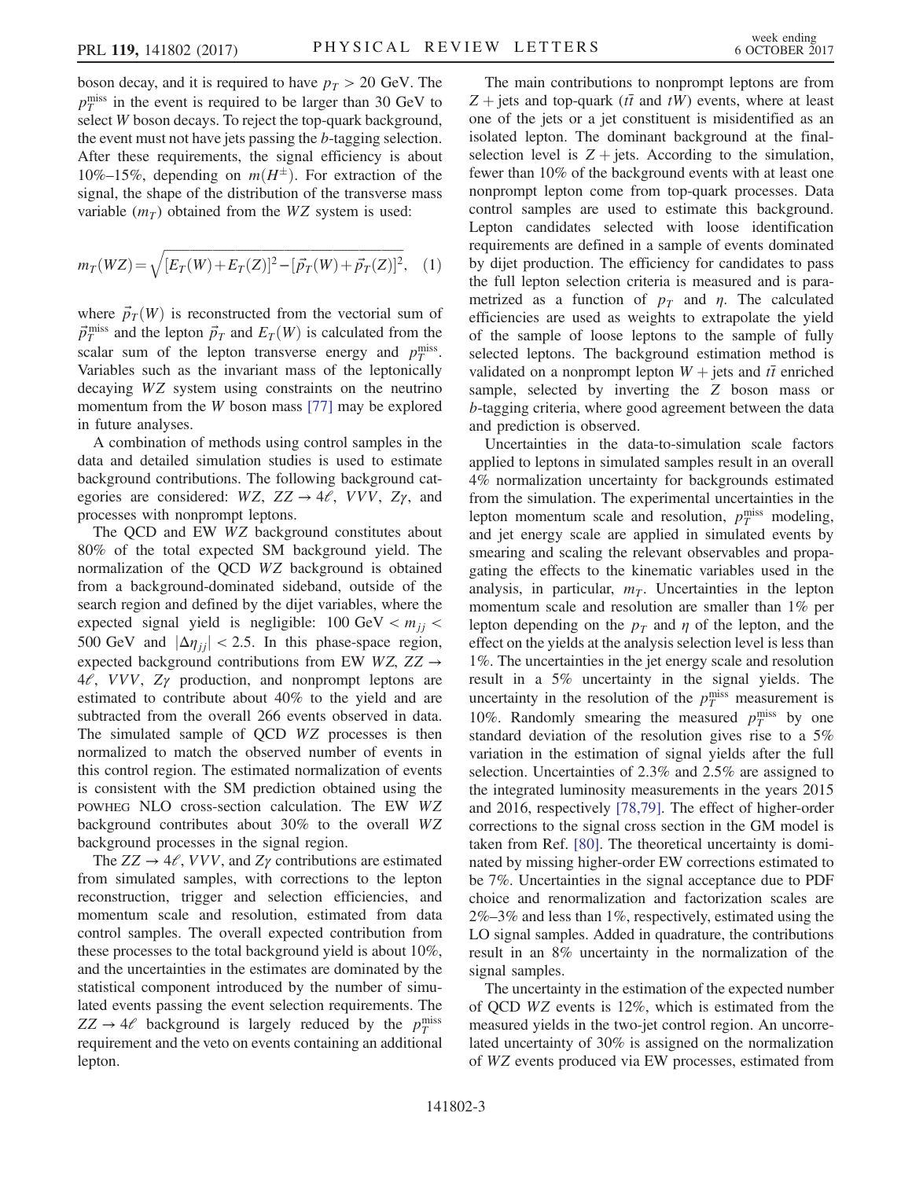boson decay, and it is required to have $p_T > 20$ GeV. The $p_T^{\text{miss}}$ in the event is required to be larger than 30 GeV to select $W$ boson decays. To reject the top-quark background, the event must not have jets passing the $b$-tagging selection. After these requirements, the signal efficiency is about 10%–15%, depending on $m(H^{\pm})$. For extraction of the signal, the shape of the distribution of the transverse mass variable ($m_T$) obtained from the $WZ$ system is used:

$$m_T(WZ) = \sqrt{[E_T(W) + E_T(Z)]^2 - [\vec{p}_T(W) + \vec{p}_T(Z)]^2}, \quad (1)$$

where $\vec{p}_T(W)$ is reconstructed from the vectorial sum of $\vec{p}_T^{\text{miss}}$ and the lepton $\vec{p}_T$ and $E_T(W)$ is calculated from the scalar sum of the lepton transverse energy and $p_T^{\text{miss}}$. Variables such as the invariant mass of the leptonically decaying $WZ$ system using constraints on the neutrino momentum from the $W$ boson mass [77] may be explored in future analyses.

A combination of methods using control samples in the data and detailed simulation studies is used to estimate background contributions. The following background categories are considered: $WZ$, $ZZ \to 4\ell$, $VVV$, $Z\gamma$, and processes with nonprompt leptons.

The QCD and EW $WZ$ background constitutes about 80% of the total expected SM background yield. The normalization of the QCD $WZ$ background is obtained from a background-dominated sideband, outside of the search region and defined by the dijet variables, where the expected signal yield is negligible: $100\text{ GeV} < m_{jj} < 500\text{ GeV}$ and $|\Delta\eta_{jj}| < 2.5$. In this phase-space region, expected background contributions from EW $WZ$, $ZZ \to 4\ell$, $VVV$, $Z\gamma$ production, and nonprompt leptons are estimated to contribute about 40% to the yield and are subtracted from the overall 266 events observed in data. The simulated sample of QCD $WZ$ processes is then normalized to match the observed number of events in this control region. The estimated normalization of events is consistent with the SM prediction obtained using the POWHEG NLO cross-section calculation. The EW $WZ$ background contributes about 30% to the overall $WZ$ background processes in the signal region.

The $ZZ \to 4\ell$, $VVV$, and $Z\gamma$ contributions are estimated from simulated samples, with corrections to the lepton reconstruction, trigger and selection efficiencies, and momentum scale and resolution, estimated from data control samples. The overall expected contribution from these processes to the total background yield is about 10%, and the uncertainties in the estimates are dominated by the statistical component introduced by the number of simulated events passing the event selection requirements. The $ZZ \to 4\ell$ background is largely reduced by the $p_T^{\text{miss}}$ requirement and the veto on events containing an additional lepton.

The main contributions to nonprompt leptons are from $Z$ + jets and top-quark ($t\bar{t}$ and $tW$) events, where at least one of the jets or a jet constituent is misidentified as an isolated lepton. The dominant background at the final-selection level is $Z$ + jets. According to the simulation, fewer than 10% of the background events with at least one nonprompt lepton come from top-quark processes. Data control samples are used to estimate this background. Lepton candidates selected with loose identification requirements are defined in a sample of events dominated by dijet production. The efficiency for candidates to pass the full lepton selection criteria is measured and is parametrized as a function of $p_T$ and $\eta$. The calculated efficiencies are used as weights to extrapolate the yield of the sample of loose leptons to the sample of fully selected leptons. The background estimation method is validated on a nonprompt lepton $W$ + jets and $t\bar{t}$ enriched sample, selected by inverting the $Z$ boson mass or $b$-tagging criteria, where good agreement between the data and prediction is observed.

Uncertainties in the data-to-simulation scale factors applied to leptons in simulated samples result in an overall 4% normalization uncertainty for backgrounds estimated from the simulation. The experimental uncertainties in the lepton momentum scale and resolution, $p_T^{\text{miss}}$ modeling, and jet energy scale are applied in simulated events by smearing and scaling the relevant observables and propagating the effects to the kinematic variables used in the analysis, in particular, $m_T$. Uncertainties in the lepton momentum scale and resolution are smaller than 1% per lepton depending on the $p_T$ and $\eta$ of the lepton, and the effect on the yields at the analysis selection level is less than 1%. The uncertainties in the jet energy scale and resolution result in a 5% uncertainty in the signal yields. The uncertainty in the resolution of the $p_T^{\text{miss}}$ measurement is 10%. Randomly smearing the measured $p_T^{\text{miss}}$ by one standard deviation of the resolution gives rise to a 5% variation in the estimation of signal yields after the full selection. Uncertainties of 2.3% and 2.5% are assigned to the integrated luminosity measurements in the years 2015 and 2016, respectively [78,79]. The effect of higher-order corrections to the signal cross section in the GM model is taken from Ref. [80]. The theoretical uncertainty is dominated by missing higher-order EW corrections estimated to be 7%. Uncertainties in the signal acceptance due to PDF choice and renormalization and factorization scales are 2%–3% and less than 1%, respectively, estimated using the LO signal samples. Added in quadrature, the contributions result in an 8% uncertainty in the normalization of the signal samples.

The uncertainty in the estimation of the expected number of QCD $WZ$ events is 12%, which is estimated from the measured yields in the two-jet control region. An uncorrelated uncertainty of 30% is assigned on the normalization of $WZ$ events produced via EW processes, estimated from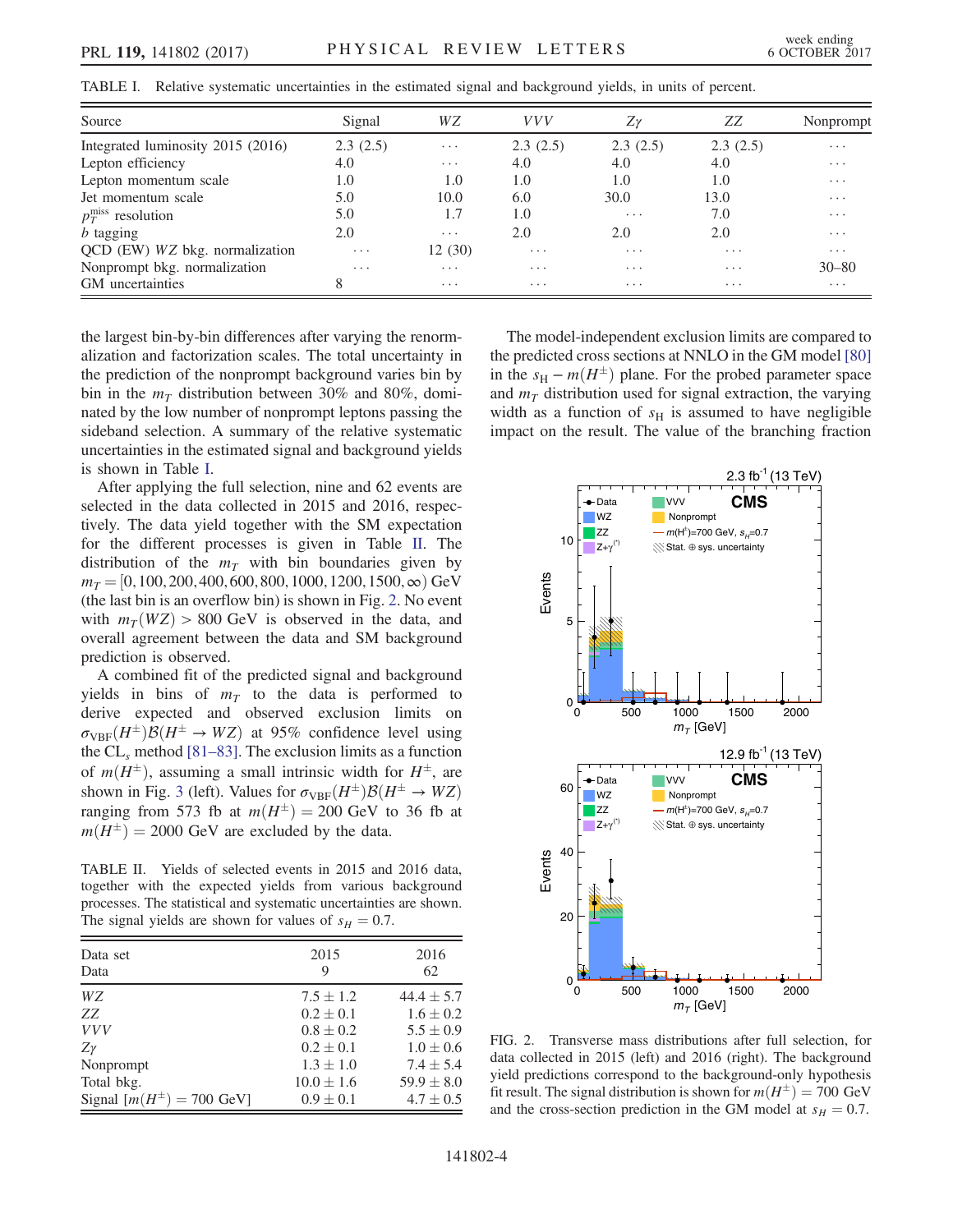TABLE I. Relative systematic uncertainties in the estimated signal and background yields, in units of percent.

| Source | Signal | $WZ$ | $VVV$ | $Z\gamma$ | $ZZ$ | Nonprompt |
|---|---|---|---|---|---|---|
| Integrated luminosity 2015 (2016) | 2.3 (2.5) | ⋯ | 2.3 (2.5) | 2.3 (2.5) | 2.3 (2.5) | ⋯ |
| Lepton efficiency | 4.0 | ⋯ | 4.0 | 4.0 | 4.0 | ⋯ |
| Lepton momentum scale | 1.0 | 1.0 | 1.0 | 1.0 | 1.0 | ⋯ |
| Jet momentum scale | 5.0 | 10.0 | 6.0 | 30.0 | 13.0 | ⋯ |
| $p_T^{miss}$ resolution | 5.0 | 1.7 | 1.0 | ⋯ | 7.0 | ⋯ |
| $b$ tagging | 2.0 | ⋯ | 2.0 | 2.0 | 2.0 | ⋯ |
| QCD (EW) $WZ$ bkg. normalization | ⋯ | 12 (30) | ⋯ | ⋯ | ⋯ | ⋯ |
| Nonprompt bkg. normalization | ⋯ | ⋯ | ⋯ | ⋯ | ⋯ | 30–80 |
| GM uncertainties | 8 | ⋯ | ⋯ | ⋯ | ⋯ | ⋯ |

the largest bin-by-bin differences after varying the renormalization and factorization scales. The total uncertainty in the prediction of the nonprompt background varies bin by bin in the $m_T$ distribution between 30% and 80%, dominated by the low number of nonprompt leptons passing the sideband selection. A summary of the relative systematic uncertainties in the estimated signal and background yields is shown in Table I.

After applying the full selection, nine and 62 events are selected in the data collected in 2015 and 2016, respectively. The data yield together with the SM expectation for the different processes is given in Table II. The distribution of the $m_T$ with bin boundaries given by $m_T = [0, 100, 200, 400, 600, 800, 1000, 1200, 1500, \infty)$ GeV (the last bin is an overflow bin) is shown in Fig. 2. No event with $m_T(WZ) > 800$ GeV is observed in the data, and overall agreement between the data and SM background prediction is observed.

A combined fit of the predicted signal and background yields in bins of $m_T$ to the data is performed to derive expected and observed exclusion limits on $\sigma_{VBF}(H^\pm)\mathcal{B}(H^\pm \to WZ)$ at 95% confidence level using the CL$_s$ method [81–83]. The exclusion limits as a function of $m(H^\pm)$, assuming a small intrinsic width for $H^\pm$, are shown in Fig. 3 (left). Values for $\sigma_{VBF}(H^\pm)\mathcal{B}(H^\pm \to WZ)$ ranging from 573 fb at $m(H^\pm) = 200$ GeV to 36 fb at $m(H^\pm) = 2000$ GeV are excluded by the data.

TABLE II. Yields of selected events in 2015 and 2016 data, together with the expected yields from various background processes. The statistical and systematic uncertainties are shown. The signal yields are shown for values of $s_H = 0.7$.

| Data set | 2015 | 2016 |
|---|---|---|
| Data | 9 | 62 |
| $WZ$ | $7.5 \pm 1.2$ | $44.4 \pm 5.7$ |
| $ZZ$ | $0.2 \pm 0.1$ | $1.6 \pm 0.2$ |
| $VVV$ | $0.8 \pm 0.2$ | $5.5 \pm 0.9$ |
| $Z\gamma$ | $0.2 \pm 0.1$ | $1.0 \pm 0.6$ |
| Nonprompt | $1.3 \pm 1.0$ | $7.4 \pm 5.4$ |
| Total bkg. | $10.0 \pm 1.6$ | $59.9 \pm 8.0$ |
| Signal [$m(H^\pm) = 700$ GeV] | $0.9 \pm 0.1$ | $4.7 \pm 0.5$ |

The model-independent exclusion limits are compared to the predicted cross sections at NNLO in the GM model [80] in the $s_H - m(H^\pm)$ plane. For the probed parameter space and $m_T$ distribution used for signal extraction, the varying width as a function of $s_H$ is assumed to have negligible impact on the result. The value of the branching fraction

FIG. 2. Transverse mass distributions after full selection, for data collected in 2015 (left) and 2016 (right). The background yield predictions correspond to the background-only hypothesis fit result. The signal distribution is shown for $m(H^\pm) = 700$ GeV and the cross-section prediction in the GM model at $s_H = 0.7$.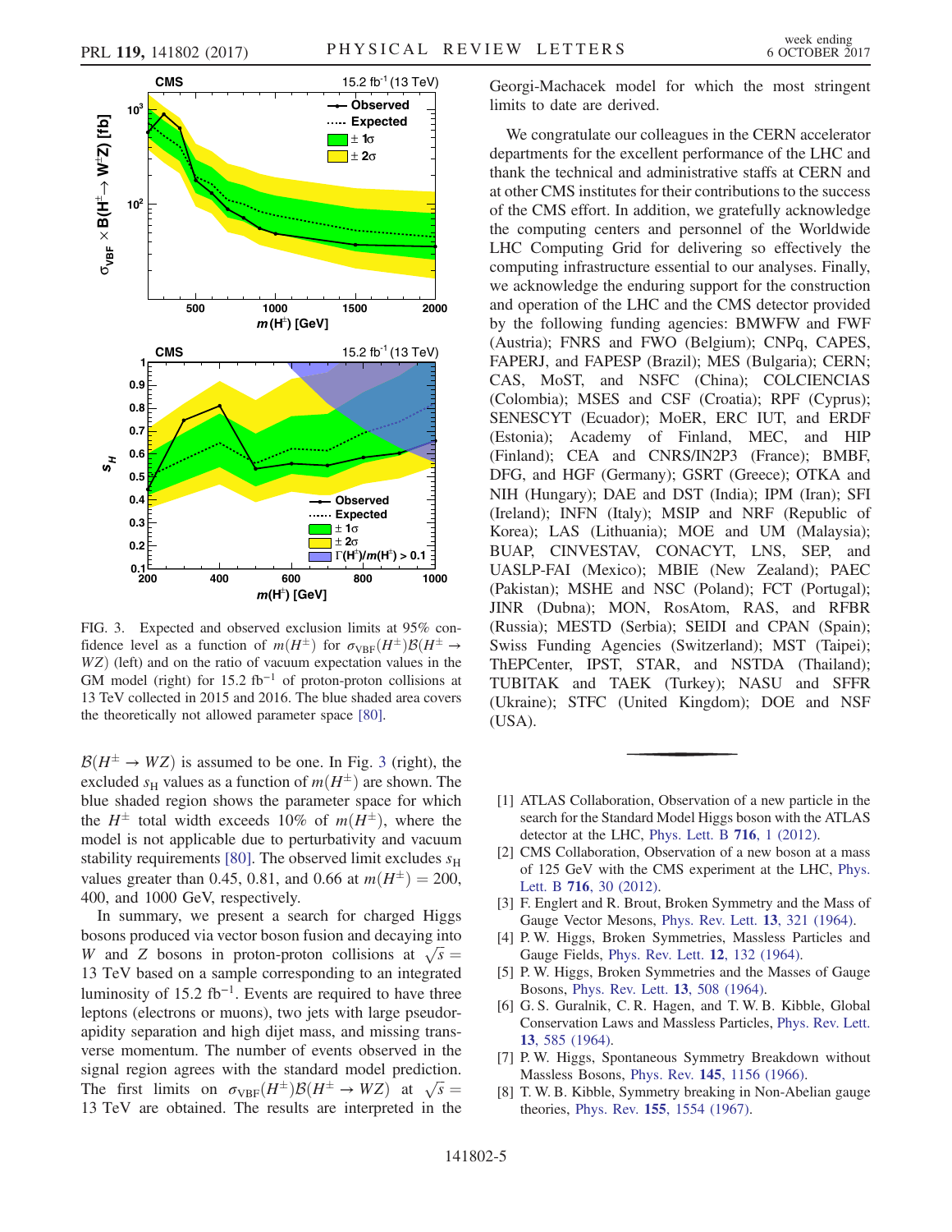FIG. 3. Expected and observed exclusion limits at 95% confidence level as a function of $m(H^\pm)$ for $\sigma_{\mathrm{VBF}}(H^\pm)\mathcal{B}(H^\pm \to WZ)$ (left) and on the ratio of vacuum expectation values in the GM model (right) for 15.2 fb$^{-1}$ of proton-proton collisions at 13 TeV collected in 2015 and 2016. The blue shaded area covers the theoretically not allowed parameter space [80].

$\mathcal{B}(H^\pm \to WZ)$ is assumed to be one. In Fig. 3 (right), the excluded $s_{\mathrm{H}}$ values as a function of $m(H^\pm)$ are shown. The blue shaded region shows the parameter space for which the $H^\pm$ total width exceeds 10% of $m(H^\pm)$, where the model is not applicable due to perturbativity and vacuum stability requirements [80]. The observed limit excludes $s_{\mathrm{H}}$ values greater than 0.45, 0.81, and 0.66 at $m(H^\pm) = 200$, 400, and 1000 GeV, respectively.

In summary, we present a search for charged Higgs bosons produced via vector boson fusion and decaying into $W$ and $Z$ bosons in proton-proton collisions at $\sqrt{s} = 13$ TeV based on a sample corresponding to an integrated luminosity of 15.2 fb$^{-1}$. Events are required to have three leptons (electrons or muons), two jets with large pseudorapidity separation and high dijet mass, and missing transverse momentum. The number of events observed in the signal region agrees with the standard model prediction. The first limits on $\sigma_{\mathrm{VBF}}(H^\pm)\mathcal{B}(H^\pm \to WZ)$ at $\sqrt{s} = 13$ TeV are obtained. The results are interpreted in the Georgi-Machacek model for which the most stringent limits to date are derived.

We congratulate our colleagues in the CERN accelerator departments for the excellent performance of the LHC and thank the technical and administrative staffs at CERN and at other CMS institutes for their contributions to the success of the CMS effort. In addition, we gratefully acknowledge the computing centers and personnel of the Worldwide LHC Computing Grid for delivering so effectively the computing infrastructure essential to our analyses. Finally, we acknowledge the enduring support for the construction and operation of the LHC and the CMS detector provided by the following funding agencies: BMWFW and FWF (Austria); FNRS and FWO (Belgium); CNPq, CAPES, FAPERJ, and FAPESP (Brazil); MES (Bulgaria); CERN; CAS, MoST, and NSFC (China); COLCIENCIAS (Colombia); MSES and CSF (Croatia); RPF (Cyprus); SENESCYT (Ecuador); MoER, ERC IUT, and ERDF (Estonia); Academy of Finland, MEC, and HIP (Finland); CEA and CNRS/IN2P3 (France); BMBF, DFG, and HGF (Germany); GSRT (Greece); OTKA and NIH (Hungary); DAE and DST (India); IPM (Iran); SFI (Ireland); INFN (Italy); MSIP and NRF (Republic of Korea); LAS (Lithuania); MOE and UM (Malaysia); BUAP, CINVESTAV, CONACYT, LNS, SEP, and UASLP-FAI (Mexico); MBIE (New Zealand); PAEC (Pakistan); MSHE and NSC (Poland); FCT (Portugal); JINR (Dubna); MON, RosAtom, RAS, and RFBR (Russia); MESTD (Serbia); SEIDI and CPAN (Spain); Swiss Funding Agencies (Switzerland); MST (Taipei); ThEPCenter, IPST, STAR, and NSTDA (Thailand); TUBITAK and TAEK (Turkey); NASU and SFFR (Ukraine); STFC (United Kingdom); DOE and NSF (USA).

---

[1] ATLAS Collaboration, Observation of a new particle in the search for the Standard Model Higgs boson with the ATLAS detector at the LHC, Phys. Lett. B **716**, 1 (2012).

[2] CMS Collaboration, Observation of a new boson at a mass of 125 GeV with the CMS experiment at the LHC, Phys. Lett. B **716**, 30 (2012).

[3] F. Englert and R. Brout, Broken Symmetry and the Mass of Gauge Vector Mesons, Phys. Rev. Lett. **13**, 321 (1964).

[4] P. W. Higgs, Broken Symmetries, Massless Particles and Gauge Fields, Phys. Rev. Lett. **12**, 132 (1964).

[5] P. W. Higgs, Broken Symmetries and the Masses of Gauge Bosons, Phys. Rev. Lett. **13**, 508 (1964).

[6] G. S. Guralnik, C. R. Hagen, and T. W. B. Kibble, Global Conservation Laws and Massless Particles, Phys. Rev. Lett. **13**, 585 (1964).

[7] P. W. Higgs, Spontaneous Symmetry Breakdown without Massless Bosons, Phys. Rev. **145**, 1156 (1966).

[8] T. W. B. Kibble, Symmetry breaking in Non-Abelian gauge theories, Phys. Rev. **155**, 1554 (1967).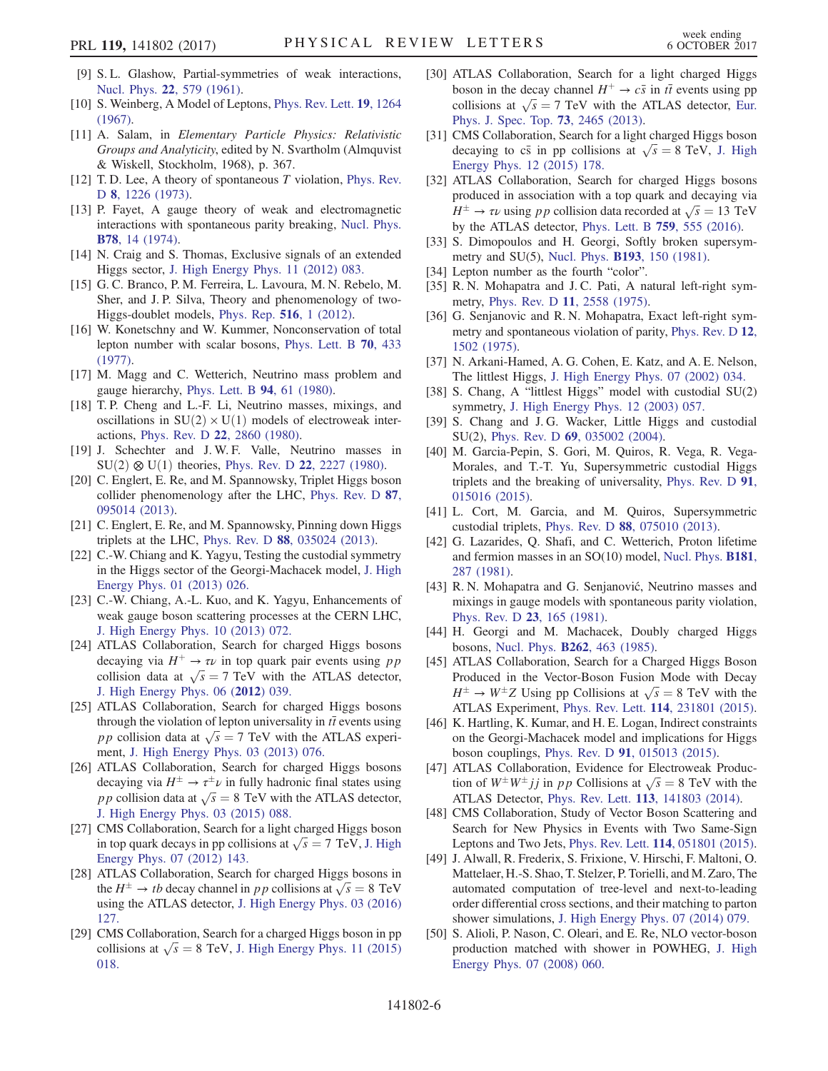[9] S. L. Glashow, Partial-symmetries of weak interactions, Nucl. Phys. **22**, 579 (1961).

[10] S. Weinberg, A Model of Leptons, Phys. Rev. Lett. **19**, 1264 (1967).

[11] A. Salam, in *Elementary Particle Physics: Relativistic Groups and Analyticity*, edited by N. Svartholm (Almqvist & Wiskell, Stockholm, 1968), p. 367.

[12] T. D. Lee, A theory of spontaneous $T$ violation, Phys. Rev. D **8**, 1226 (1973).

[13] P. Fayet, A gauge theory of weak and electromagnetic interactions with spontaneous parity breaking, Nucl. Phys. **B78**, 14 (1974).

[14] N. Craig and S. Thomas, Exclusive signals of an extended Higgs sector, J. High Energy Phys. 11 (2012) 083.

[15] G. C. Branco, P. M. Ferreira, L. Lavoura, M. N. Rebelo, M. Sher, and J. P. Silva, Theory and phenomenology of two-Higgs-doublet models, Phys. Rep. **516**, 1 (2012).

[16] W. Konetschny and W. Kummer, Nonconservation of total lepton number with scalar bosons, Phys. Lett. B **70**, 433 (1977).

[17] M. Magg and C. Wetterich, Neutrino mass problem and gauge hierarchy, Phys. Lett. B **94**, 61 (1980).

[18] T. P. Cheng and L.-F. Li, Neutrino masses, mixings, and oscillations in $SU(2) \times U(1)$ models of electroweak interactions, Phys. Rev. D **22**, 2860 (1980).

[19] J. Schechter and J. W. F. Valle, Neutrino masses in $SU(2) \otimes U(1)$ theories, Phys. Rev. D **22**, 2227 (1980).

[20] C. Englert, E. Re, and M. Spannowsky, Triplet Higgs boson collider phenomenology after the LHC, Phys. Rev. D **87**, 095014 (2013).

[21] C. Englert, E. Re, and M. Spannowsky, Pinning down Higgs triplets at the LHC, Phys. Rev. D **88**, 035024 (2013).

[22] C.-W. Chiang and K. Yagyu, Testing the custodial symmetry in the Higgs sector of the Georgi-Machacek model, J. High Energy Phys. 01 (2013) 026.

[23] C.-W. Chiang, A.-L. Kuo, and K. Yagyu, Enhancements of weak gauge boson scattering processes at the CERN LHC, J. High Energy Phys. 10 (2013) 072.

[24] ATLAS Collaboration, Search for charged Higgs bosons decaying via $H^+ \to \tau\nu$ in top quark pair events using $pp$ collision data at $\sqrt{s} = 7$ TeV with the ATLAS detector, J. High Energy Phys. 06 (**2012**) 039.

[25] ATLAS Collaboration, Search for charged Higgs bosons through the violation of lepton universality in $t\bar{t}$ events using $pp$ collision data at $\sqrt{s} = 7$ TeV with the ATLAS experiment, J. High Energy Phys. 03 (2013) 076.

[26] ATLAS Collaboration, Search for charged Higgs bosons decaying via $H^\pm \to \tau^\pm\nu$ in fully hadronic final states using $pp$ collision data at $\sqrt{s} = 8$ TeV with the ATLAS detector, J. High Energy Phys. 03 (2015) 088.

[27] CMS Collaboration, Search for a light charged Higgs boson in top quark decays in pp collisions at $\sqrt{s} = 7$ TeV, J. High Energy Phys. 07 (2012) 143.

[28] ATLAS Collaboration, Search for charged Higgs bosons in the $H^\pm \to tb$ decay channel in $pp$ collisions at $\sqrt{s} = 8$ TeV using the ATLAS detector, J. High Energy Phys. 03 (2016) 127.

[29] CMS Collaboration, Search for a charged Higgs boson in pp collisions at $\sqrt{s} = 8$ TeV, J. High Energy Phys. 11 (2015) 018.

[30] ATLAS Collaboration, Search for a light charged Higgs boson in the decay channel $H^+ \to c\bar{s}$ in $t\bar{t}$ events using pp collisions at $\sqrt{s} = 7$ TeV with the ATLAS detector, Eur. Phys. J. Spec. Top. **73**, 2465 (2013).

[31] CMS Collaboration, Search for a light charged Higgs boson decaying to $c\bar{s}$ in pp collisions at $\sqrt{s} = 8$ TeV, J. High Energy Phys. 12 (2015) 178.

[32] ATLAS Collaboration, Search for charged Higgs bosons produced in association with a top quark and decaying via $H^\pm \to \tau\nu$ using $pp$ collision data recorded at $\sqrt{s} = 13$ TeV by the ATLAS detector, Phys. Lett. B **759**, 555 (2016).

[33] S. Dimopoulos and H. Georgi, Softly broken supersymmetry and SU(5), Nucl. Phys. **B193**, 150 (1981).

[34] Lepton number as the fourth "color".

[35] R. N. Mohapatra and J. C. Pati, A natural left-right symmetry, Phys. Rev. D **11**, 2558 (1975).

[36] G. Senjanovic and R. N. Mohapatra, Exact left-right symmetry and spontaneous violation of parity, Phys. Rev. D **12**, 1502 (1975).

[37] N. Arkani-Hamed, A. G. Cohen, E. Katz, and A. E. Nelson, The littlest Higgs, J. High Energy Phys. 07 (2002) 034.

[38] S. Chang, A "littlest Higgs" model with custodial SU(2) symmetry, J. High Energy Phys. 12 (2003) 057.

[39] S. Chang and J. G. Wacker, Little Higgs and custodial SU(2), Phys. Rev. D **69**, 035002 (2004).

[40] M. Garcia-Pepin, S. Gori, M. Quiros, R. Vega, R. Vega-Morales, and T.-T. Yu, Supersymmetric custodial Higgs triplets and the breaking of universality, Phys. Rev. D **91**, 015016 (2015).

[41] L. Cort, M. Garcia, and M. Quiros, Supersymmetric custodial triplets, Phys. Rev. D **88**, 075010 (2013).

[42] G. Lazarides, Q. Shafi, and C. Wetterich, Proton lifetime and fermion masses in an SO(10) model, Nucl. Phys. **B181**, 287 (1981).

[43] R. N. Mohapatra and G. Senjanović, Neutrino masses and mixings in gauge models with spontaneous parity violation, Phys. Rev. D **23**, 165 (1981).

[44] H. Georgi and M. Machacek, Doubly charged Higgs bosons, Nucl. Phys. **B262**, 463 (1985).

[45] ATLAS Collaboration, Search for a Charged Higgs Boson Produced in the Vector-Boson Fusion Mode with Decay $H^\pm \to W^\pm Z$ Using pp Collisions at $\sqrt{s} = 8$ TeV with the ATLAS Experiment, Phys. Rev. Lett. **114**, 231801 (2015).

[46] K. Hartling, K. Kumar, and H. E. Logan, Indirect constraints on the Georgi-Machacek model and implications for Higgs boson couplings, Phys. Rev. D **91**, 015013 (2015).

[47] ATLAS Collaboration, Evidence for Electroweak Production of $W^\pm W^\pm jj$ in $pp$ Collisions at $\sqrt{s} = 8$ TeV with the ATLAS Detector, Phys. Rev. Lett. **113**, 141803 (2014).

[48] CMS Collaboration, Study of Vector Boson Scattering and Search for New Physics in Events with Two Same-Sign Leptons and Two Jets, Phys. Rev. Lett. **114**, 051801 (2015).

[49] J. Alwall, R. Frederix, S. Frixione, V. Hirschi, F. Maltoni, O. Mattelaer, H.-S. Shao, T. Stelzer, P. Torielli, and M. Zaro, The automated computation of tree-level and next-to-leading order differential cross sections, and their matching to parton shower simulations, J. High Energy Phys. 07 (2014) 079.

[50] S. Alioli, P. Nason, C. Oleari, and E. Re, NLO vector-boson production matched with shower in POWHEG, J. High Energy Phys. 07 (2008) 060.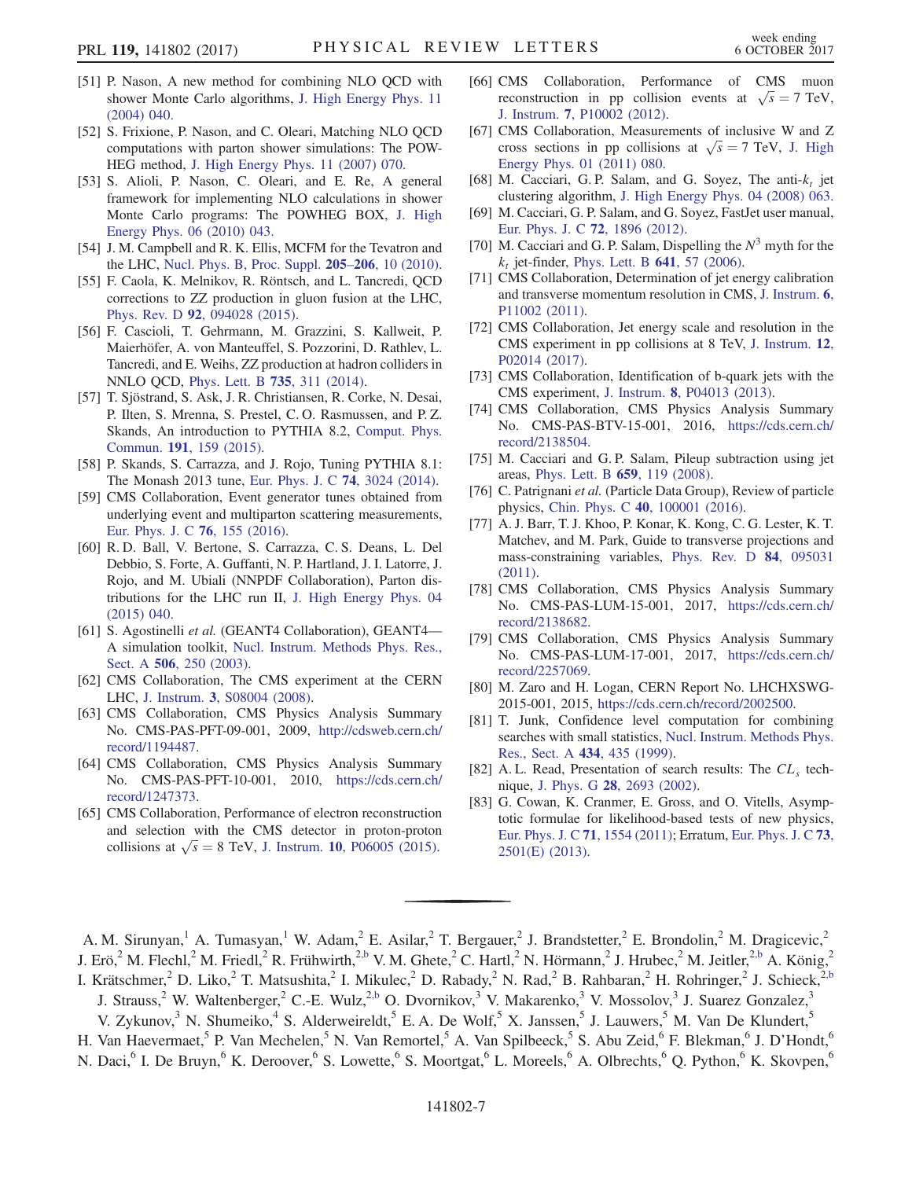[51] P. Nason, A new method for combining NLO QCD with shower Monte Carlo algorithms, J. High Energy Phys. 11 (2004) 040.

[52] S. Frixione, P. Nason, and C. Oleari, Matching NLO QCD computations with parton shower simulations: The POWHEG method, J. High Energy Phys. 11 (2007) 070.

[53] S. Alioli, P. Nason, C. Oleari, and E. Re, A general framework for implementing NLO calculations in shower Monte Carlo programs: The POWHEG BOX, J. High Energy Phys. 06 (2010) 043.

[54] J. M. Campbell and R. K. Ellis, MCFM for the Tevatron and the LHC, Nucl. Phys. B, Proc. Suppl. **205–206**, 10 (2010).

[55] F. Caola, K. Melnikov, R. Röntsch, and L. Tancredi, QCD corrections to ZZ production in gluon fusion at the LHC, Phys. Rev. D **92**, 094028 (2015).

[56] F. Cascioli, T. Gehrmann, M. Grazzini, S. Kallweit, P. Maierhöfer, A. von Manteuffel, S. Pozzorini, D. Rathlev, L. Tancredi, and E. Weihs, ZZ production at hadron colliders in NNLO QCD, Phys. Lett. B **735**, 311 (2014).

[57] T. Sjöstrand, S. Ask, J. R. Christiansen, R. Corke, N. Desai, P. Ilten, S. Mrenna, S. Prestel, C. O. Rasmussen, and P. Z. Skands, An introduction to PYTHIA 8.2, Comput. Phys. Commun. **191**, 159 (2015).

[58] P. Skands, S. Carrazza, and J. Rojo, Tuning PYTHIA 8.1: The Monash 2013 tune, Eur. Phys. J. C **74**, 3024 (2014).

[59] CMS Collaboration, Event generator tunes obtained from underlying event and multiparton scattering measurements, Eur. Phys. J. C **76**, 155 (2016).

[60] R. D. Ball, V. Bertone, S. Carrazza, C. S. Deans, L. Del Debbio, S. Forte, A. Guffanti, N. P. Hartland, J. I. Latorre, J. Rojo, and M. Ubiali (NNPDF Collaboration), Parton distributions for the LHC run II, J. High Energy Phys. 04 (2015) 040.

[61] S. Agostinelli *et al.* (GEANT4 Collaboration), GEANT4—A simulation toolkit, Nucl. Instrum. Methods Phys. Res., Sect. A **506**, 250 (2003).

[62] CMS Collaboration, The CMS experiment at the CERN LHC, J. Instrum. **3**, S08004 (2008).

[63] CMS Collaboration, CMS Physics Analysis Summary No. CMS-PAS-PFT-09-001, 2009, http://cdsweb.cern.ch/record/1194487.

[64] CMS Collaboration, CMS Physics Analysis Summary No. CMS-PAS-PFT-10-001, 2010, https://cds.cern.ch/record/1247373.

[65] CMS Collaboration, Performance of electron reconstruction and selection with the CMS detector in proton-proton collisions at $\sqrt{s} = 8$ TeV, J. Instrum. **10**, P06005 (2015).

[66] CMS Collaboration, Performance of CMS muon reconstruction in pp collision events at $\sqrt{s} = 7$ TeV, J. Instrum. **7**, P10002 (2012).

[67] CMS Collaboration, Measurements of inclusive W and Z cross sections in pp collisions at $\sqrt{s} = 7$ TeV, J. High Energy Phys. 01 (2011) 080.

[68] M. Cacciari, G. P. Salam, and G. Soyez, The anti-$k_t$ jet clustering algorithm, J. High Energy Phys. 04 (2008) 063.

[69] M. Cacciari, G. P. Salam, and G. Soyez, FastJet user manual, Eur. Phys. J. C **72**, 1896 (2012).

[70] M. Cacciari and G. P. Salam, Dispelling the $N^3$ myth for the $k_t$ jet-finder, Phys. Lett. B **641**, 57 (2006).

[71] CMS Collaboration, Determination of jet energy calibration and transverse momentum resolution in CMS, J. Instrum. **6**, P11002 (2011).

[72] CMS Collaboration, Jet energy scale and resolution in the CMS experiment in pp collisions at 8 TeV, J. Instrum. **12**, P02014 (2017).

[73] CMS Collaboration, Identification of b-quark jets with the CMS experiment, J. Instrum. **8**, P04013 (2013).

[74] CMS Collaboration, CMS Physics Analysis Summary No. CMS-PAS-BTV-15-001, 2016, https://cds.cern.ch/record/2138504.

[75] M. Cacciari and G. P. Salam, Pileup subtraction using jet areas, Phys. Lett. B **659**, 119 (2008).

[76] C. Patrignani *et al.* (Particle Data Group), Review of particle physics, Chin. Phys. C **40**, 100001 (2016).

[77] A. J. Barr, T. J. Khoo, P. Konar, K. Kong, C. G. Lester, K. T. Matchev, and M. Park, Guide to transverse projections and mass-constraining variables, Phys. Rev. D **84**, 095031 (2011).

[78] CMS Collaboration, CMS Physics Analysis Summary No. CMS-PAS-LUM-15-001, 2017, https://cds.cern.ch/record/2138682.

[79] CMS Collaboration, CMS Physics Analysis Summary No. CMS-PAS-LUM-17-001, 2017, https://cds.cern.ch/record/2257069.

[80] M. Zaro and H. Logan, CERN Report No. LHCHXSWG-2015-001, 2015, https://cds.cern.ch/record/2002500.

[81] T. Junk, Confidence level computation for combining searches with small statistics, Nucl. Instrum. Methods Phys. Res., Sect. A **434**, 435 (1999).

[82] A. L. Read, Presentation of search results: The $CL_s$ technique, J. Phys. G **28**, 2693 (2002).

[83] G. Cowan, K. Cranmer, E. Gross, and O. Vitells, Asymptotic formulae for likelihood-based tests of new physics, Eur. Phys. J. C **71**, 1554 (2011); Erratum, Eur. Phys. J. C **73**, 2501(E) (2013).

---

A. M. Sirunyan,[1] A. Tumasyan,[1] W. Adam,[2] E. Asilar,[2] T. Bergauer,[2] J. Brandstetter,[2] E. Brondolin,[2] M. Dragicevic,[2] J. Erö,[2] M. Flechl,[2] M. Friedl,[2] R. Frühwirth,[2,b] V. M. Ghete,[2] C. Hartl,[2] N. Hörmann,[2] J. Hrubec,[2] M. Jeitler,[2,b] A. König,[2] I. Krätschmer,[2] D. Liko,[2] T. Matsushita,[2] I. Mikulec,[2] D. Rabady,[2] N. Rad,[2] B. Rahbaran,[2] H. Rohringer,[2] J. Schieck,[2,b] J. Strauss,[2] W. Waltenberger,[2] C.-E. Wulz,[2,b] O. Dvornikov,[3] V. Makarenko,[3] V. Mossolov,[3] J. Suarez Gonzalez,[3] V. Zykunov,[3] N. Shumeiko,[4] S. Alderweireldt,[5] E. A. De Wolf,[5] X. Janssen,[5] J. Lauwers,[5] M. Van De Klundert,[5] H. Van Haevermaet,[5] P. Van Mechelen,[5] N. Van Remortel,[5] A. Van Spilbeeck,[5] S. Abu Zeid,[6] F. Blekman,[6] J. D'Hondt,[6] N. Daci,[6] I. De Bruyn,[6] K. Deroover,[6] S. Lowette,[6] S. Moortgat,[6] L. Moreels,[6] A. Olbrechts,[6] Q. Python,[6] K. Skovpen,[6]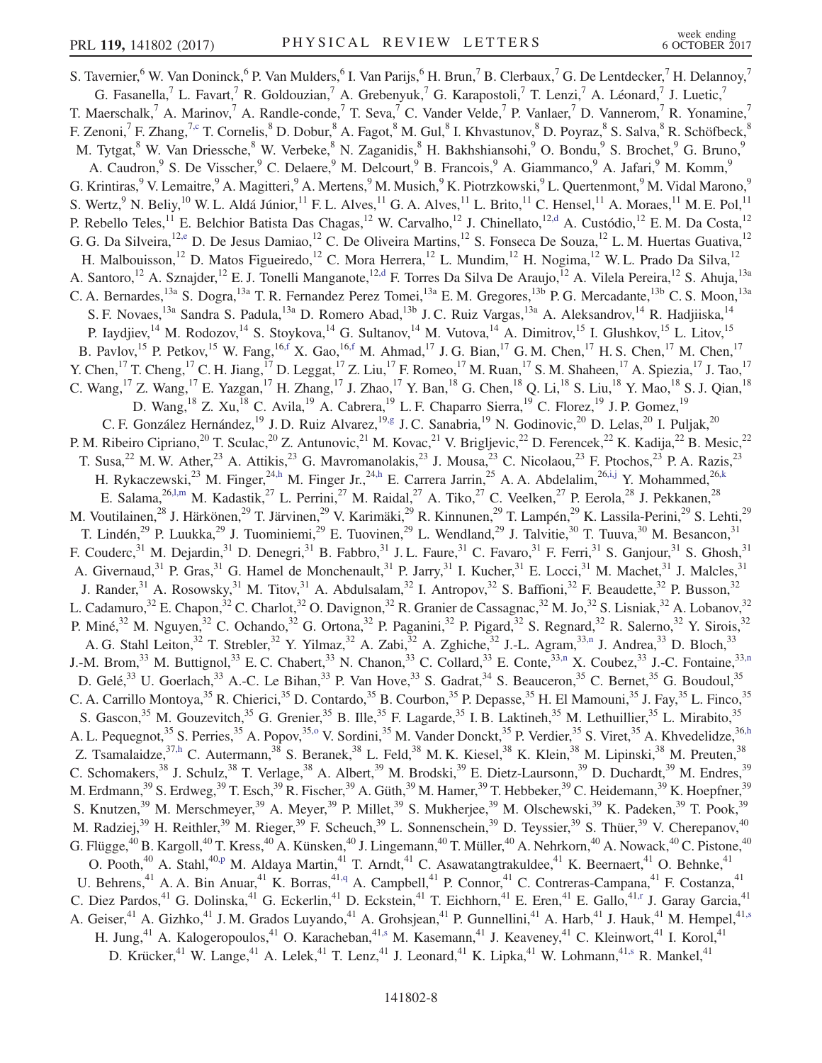S. Tavernier,[6] W. Van Doninck,[6] P. Van Mulders,[6] I. Van Parijs,[6] H. Brun,[7] B. Clerbaux,[7] G. De Lentdecker,[7] H. Delannoy,[7] G. Fasanella,[7] L. Favart,[7] R. Goldouzian,[7] A. Grebenyuk,[7] G. Karapostoli,[7] T. Lenzi,[7] A. Léonard,[7] J. Luetic,[7] T. Maerschalk,[7] A. Marinov,[7] A. Randle-conde,[7] T. Seva,[7] C. Vander Velde,[7] P. Vanlaer,[7] D. Vannerom,[7] R. Yonamine,[7] F. Zenoni,[7] F. Zhang,[7,c] T. Cornelis,[8] D. Dobur,[8] A. Fagot,[8] M. Gul,[8] I. Khvastunov,[8] D. Poyraz,[8] S. Salva,[8] R. Schöfbeck,[8] M. Tytgat,[8] W. Van Driessche,[8] W. Verbeke,[8] N. Zaganidis,[8] H. Bakhshiansohi,[9] O. Bondu,[9] S. Brochet,[9] G. Bruno,[9] A. Caudron,[9] S. De Visscher,[9] C. Delaere,[9] M. Delcourt,[9] B. Francois,[9] A. Giammanco,[9] A. Jafari,[9] M. Komm,[9] G. Krintiras,[9] V. Lemaitre,[9] A. Magitteri,[9] A. Mertens,[9] M. Musich,[9] K. Piotrzkowski,[9] L. Quertenmont,[9] M. Vidal Marono,[9] S. Wertz,[9] N. Beliy,[10] W. L. Aldá Júnior,[11] F. L. Alves,[11] G. A. Alves,[11] L. Brito,[11] C. Hensel,[11] A. Moraes,[11] M. E. Pol,[11] P. Rebello Teles,[11] E. Belchior Batista Das Chagas,[12] W. Carvalho,[12] J. Chinellato,[12,d] A. Custódio,[12] E. M. Da Costa,[12] G. G. Da Silveira,[12,e] D. De Jesus Damiao,[12] C. De Oliveira Martins,[12] S. Fonseca De Souza,[12] L. M. Huertas Guativa,[12] H. Malbouisson,[12] D. Matos Figueiredo,[12] C. Mora Herrera,[12] L. Mundim,[12] H. Nogima,[12] W. L. Prado Da Silva,[12] A. Santoro,[12] A. Sznajder,[12] E. J. Tonelli Manganote,[12,d] F. Torres Da Silva De Araujo,[12] A. Vilela Pereira,[12] S. Ahuja,[13a] C. A. Bernardes,[13a] S. Dogra,[13a] T. R. Fernandez Perez Tomei,[13a] E. M. Gregores,[13b] P. G. Mercadante,[13b] C. S. Moon,[13a] S. F. Novaes,[13a] Sandra S. Padula,[13a] D. Romero Abad,[13b] J. C. Ruiz Vargas,[13a] A. Aleksandrov,[14] R. Hadjiiska,[14] P. Iaydjiev,[14] M. Rodozov,[14] S. Stoykova,[14] G. Sultanov,[14] M. Vutova,[14] A. Dimitrov,[15] I. Glushkov,[15] L. Litov,[15] B. Pavlov,[15] P. Petkov,[15] W. Fang,[16,f] X. Gao,[16,f] M. Ahmad,[17] J. G. Bian,[17] G. M. Chen,[17] H. S. Chen,[17] M. Chen,[17] Y. Chen,[17] T. Cheng,[17] C. H. Jiang,[17] D. Leggat,[17] Z. Liu,[17] F. Romeo,[17] M. Ruan,[17] S. M. Shaheen,[17] A. Spiezia,[17] J. Tao,[17] C. Wang,[17] Z. Wang,[17] E. Yazgan,[17] H. Zhang,[17] J. Zhao,[17] Y. Ban,[18] G. Chen,[18] Q. Li,[18] S. Liu,[18] Y. Mao,[18] S. J. Qian,[18] D. Wang,[18] Z. Xu,[18] C. Avila,[19] A. Cabrera,[19] L. F. Chaparro Sierra,[19] C. Florez,[19] J. P. Gomez,[19] C. F. González Hernández,[19] J. D. Ruiz Alvarez,[19,g] J. C. Sanabria,[19] N. Godinovic,[20] D. Lelas,[20] I. Puljak,[20] P. M. Ribeiro Cipriano,[20] T. Sculac,[20] Z. Antunovic,[21] M. Kovac,[21] V. Brigljevic,[22] D. Ferencek,[22] K. Kadija,[22] B. Mesic,[22] T. Susa,[22] M. W. Ather,[23] A. Attikis,[23] G. Mavromanolakis,[23] J. Mousa,[23] C. Nicolaou,[23] F. Ptochos,[23] P. A. Razis,[23] H. Rykaczewski,[23] M. Finger,[24,h] M. Finger Jr.,[24,h] E. Carrera Jarrin,[25] A. A. Abdelalim,[26,i,j] Y. Mohammed,[26,k] E. Salama,[26,l,m] M. Kadastik,[27] L. Perrini,[27] M. Raidal,[27] A. Tiko,[27] C. Veelken,[27] P. Eerola,[28] J. Pekkanen,[28] M. Voutilainen,[28] J. Härkönen,[29] T. Järvinen,[29] V. Karimäki,[29] R. Kinnunen,[29] T. Lampén,[29] K. Lassila-Perini,[29] S. Lehti,[29] T. Lindén,[29] P. Luukka,[29] J. Tuominiemi,[29] E. Tuovinen,[29] L. Wendland,[29] J. Talvitie,[30] T. Tuuva,[30] M. Besancon,[31] F. Couderc,[31] M. Dejardin,[31] D. Denegri,[31] B. Fabbro,[31] J. L. Faure,[31] C. Favaro,[31] F. Ferri,[31] S. Ganjour,[31] S. Ghosh,[31] A. Givernaud,[31] P. Gras,[31] G. Hamel de Monchenault,[31] P. Jarry,[31] I. Kucher,[31] E. Locci,[31] M. Machet,[31] J. Malcles,[31] J. Rander,[31] A. Rosowsky,[31] M. Titov,[31] A. Abdulsalam,[32] I. Antropov,[32] S. Baffioni,[32] F. Beaudette,[32] P. Busson,[32] L. Cadamuro,[32] E. Chapon,[32] C. Charlot,[32] O. Davignon,[32] R. Granier de Cassagnac,[32] M. Jo,[32] S. Lisniak,[32] A. Lobanov,[32] P. Miné,[32] M. Nguyen,[32] C. Ochando,[32] G. Ortona,[32] P. Paganini,[32] P. Pigard,[32] S. Regnard,[32] R. Salerno,[32] Y. Sirois,[32] A. G. Stahl Leiton,[32] T. Strebler,[32] Y. Yilmaz,[32] A. Zabi,[32] A. Zghiche,[32] J.-L. Agram,[33,n] J. Andrea,[33] D. Bloch,[33] J.-M. Brom,[33] M. Buttignol,[33] E. C. Chabert,[33] N. Chanon,[33] C. Collard,[33] E. Conte,[33,n] X. Coubez,[33] J.-C. Fontaine,[33,n] D. Gelé,[33] U. Goerlach,[33] A.-C. Le Bihan,[33] P. Van Hove,[33] S. Gadrat,[34] S. Beauceron,[35] C. Bernet,[35] G. Boudoul,[35] C. A. Carrillo Montoya,[35] R. Chierici,[35] D. Contardo,[35] B. Courbon,[35] P. Depasse,[35] H. El Mamouni,[35] J. Fay,[35] L. Finco,[35] S. Gascon,[35] M. Gouzevitch,[35] G. Grenier,[35] B. Ille,[35] F. Lagarde,[35] I. B. Laktineh,[35] M. Lethuillier,[35] L. Mirabito,[35] A. L. Pequegnot,[35] S. Perries,[35] A. Popov,[35,o] V. Sordini,[35] M. Vander Donckt,[35] P. Verdier,[35] S. Viret,[35] A. Khvedelidze,[36,h] Z. Tsamalaidze,[37,h] C. Autermann,[38] S. Beranek,[38] L. Feld,[38] M. K. Kiesel,[38] K. Klein,[38] M. Lipinski,[38] M. Preuten,[38] C. Schomakers,[38] J. Schulz,[38] T. Verlage,[38] A. Albert,[39] M. Brodski,[39] E. Dietz-Laursonn,[39] D. Duchardt,[39] M. Endres,[39] M. Erdmann,[39] S. Erdweg,[39] T. Esch,[39] R. Fischer,[39] A. Güth,[39] M. Hamer,[39] T. Hebbeker,[39] C. Heidemann,[39] K. Hoepfner,[39] S. Knutzen,[39] M. Merschmeyer,[39] A. Meyer,[39] P. Millet,[39] S. Mukherjee,[39] M. Olschewski,[39] K. Padeken,[39] T. Pook,[39] M. Radziej,[39] H. Reithler,[39] M. Rieger,[39] F. Scheuch,[39] L. Sonnenschein,[39] D. Teyssier,[39] S. Thüer,[39] V. Cherepanov,[40] G. Flügge,[40] B. Kargoll,[40] T. Kress,[40] A. Künsken,[40] J. Lingemann,[40] T. Müller,[40] A. Nehrkorn,[40] A. Nowack,[40] C. Pistone,[40] O. Pooth,[40] A. Stahl,[40,p] M. Aldaya Martin,[41] T. Arndt,[41] C. Asawatangtrakuldee,[41] K. Beernaert,[41] O. Behnke,[41] U. Behrens,[41] A. A. Bin Anuar,[41] K. Borras,[41,q] A. Campbell,[41] P. Connor,[41] C. Contreras-Campana,[41] F. Costanza,[41] C. Diez Pardos,[41] G. Dolinska,[41] G. Eckerlin,[41] D. Eckstein,[41] T. Eichhorn,[41] E. Eren,[41] E. Gallo,[41,r] J. Garay Garcia,[41] A. Geiser,[41] A. Gizhko,[41] J. M. Grados Luyando,[41] A. Grohsjean,[41] P. Gunnellini,[41] A. Harb,[41] J. Hauk,[41] M. Hempel,[41,s] H. Jung,[41] A. Kalogeropoulos,[41] O. Karacheban,[41,s] M. Kasemann,[41] J. Keaveney,[41] C. Kleinwort,[41] I. Korol,[41] D. Krücker,[41] W. Lange,[41] A. Lelek,[41] T. Lenz,[41] J. Leonard,[41] K. Lipka,[41] W. Lohmann,[41,s] R. Mankel,[41]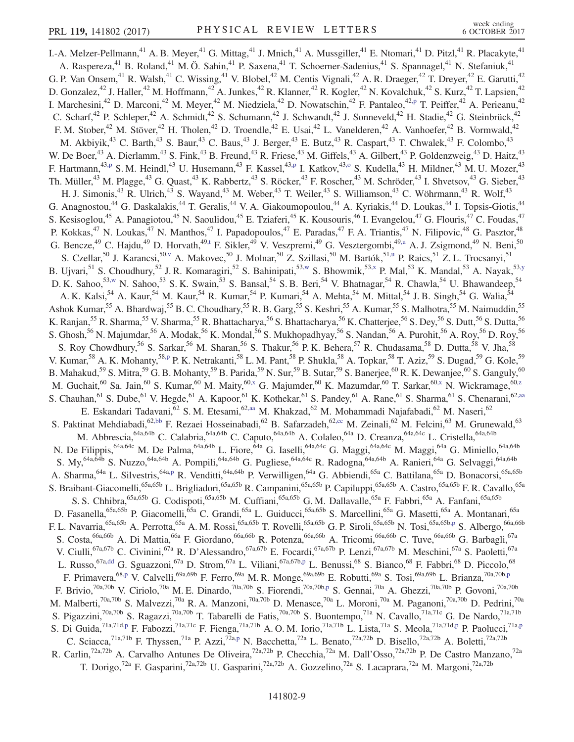I.-A. Melzer-Pellmann,[41] A. B. Meyer,[41] G. Mittag,[41] J. Mnich,[41] A. Mussgiller,[41] E. Ntomari,[41] D. Pitzl,[41] R. Placakyte,[41] A. Raspereza,[41] B. Roland,[41] M. Ö. Sahin,[41] P. Saxena,[41] T. Schoerner-Sadenius,[41] S. Spannagel,[41] N. Stefaniuk,[41] G. P. Van Onsem,[41] R. Walsh,[41] C. Wissing,[41] V. Blobel,[42] M. Centis Vignali,[42] A. R. Draeger,[42] T. Dreyer,[42] E. Garutti,[42] D. Gonzalez,[42] J. Haller,[42] M. Hoffmann,[42] A. Junkes,[42] R. Klanner,[42] R. Kogler,[42] N. Kovalchuk,[42] S. Kurz,[42] T. Lapsien,[42] I. Marchesini,[42] D. Marconi,[42] M. Meyer,[42] M. Niedziela,[42] D. Nowatschin,[42] F. Pantaleo,[42,p] T. Peiffer,[42] A. Perieanu,[42] C. Scharf,[42] P. Schleper,[42] A. Schmidt,[42] S. Schumann,[42] J. Schwandt,[42] J. Sonneveld,[42] H. Stadie,[42] G. Steinbrück,[42] F. M. Stober,[42] M. Stöver,[42] H. Tholen,[42] D. Troendle,[42] E. Usai,[42] L. Vanelderen,[42] A. Vanhoefer,[42] B. Vormwald,[42] M. Akbiyik,[43] C. Barth,[43] S. Baur,[43] C. Baus,[43] J. Berger,[43] E. Butz,[43] R. Caspart,[43] T. Chwalek,[43] F. Colombo,[43] W. De Boer,[43] A. Dierlamm,[43] S. Fink,[43] B. Freund,[43] R. Friese,[43] M. Giffels,[43] A. Gilbert,[43] P. Goldenzweig,[43] D. Haitz,[43] F. Hartmann,[43,p] S. M. Heindl,[43] U. Husemann,[43] F. Kassel,[43,p] I. Katkov,[43,o] S. Kudella,[43] H. Mildner,[43] M. U. Mozer,[43] Th. Müller,[43] M. Plagge,[43] G. Quast,[43] K. Rabbertz,[43] S. Röcker,[43] F. Roscher,[43] M. Schröder,[43] I. Shvetsov,[43] G. Sieber,[43] H. J. Simonis,[43] R. Ulrich,[43] S. Wayand,[43] M. Weber,[43] T. Weiler,[43] S. Williamson,[43] C. Wöhrmann,[43] R. Wolf,[43] G. Anagnostou,[44] G. Daskalakis,[44] T. Geralis,[44] V. A. Giakoumopoulou,[44] A. Kyriakis,[44] D. Loukas,[44] I. Topsis-Giotis,[44] S. Kesisoglou,[45] A. Panagiotou,[45] N. Saoulidou,[45] E. Tziaferi,[45] K. Kousouris,[46] I. Evangelou,[47] G. Flouris,[47] C. Foudas,[47] P. Kokkas,[47] N. Loukas,[47] N. Manthos,[47] I. Papadopoulos,[47] E. Paradas,[47] F. A. Triantis,[47] N. Filipovic,[48] G. Pasztor,[48] G. Bencze,[49] C. Hajdu,[49] D. Horvath,[49,t] F. Sikler,[49] V. Veszpremi,[49] G. Vesztergombi,[49,u] A. J. Zsigmond,[49] N. Beni,[50] S. Czellar,[50] J. Karancsi,[50,v] A. Makovec,[50] J. Molnar,[50] Z. Szillasi,[50] M. Bartók,[51,u] P. Raics,[51] Z. L. Trocsanyi,[51] B. Ujvari,[51] S. Choudhury,[52] J. R. Komaragiri,[52] S. Bahinipati,[53,w] S. Bhowmik,[53,x] P. Mal,[53] K. Mandal,[53] A. Nayak,[53,y] D. K. Sahoo,[53,w] N. Sahoo,[53] S. K. Swain,[53] S. Bansal,[54] S. B. Beri,[54] V. Bhatnagar,[54] R. Chawla,[54] U. Bhawandeep,[54] A. K. Kalsi,[54] A. Kaur,[54] M. Kaur,[54] R. Kumar,[54] P. Kumari,[54] A. Mehta,[54] M. Mittal,[54] J. B. Singh,[54] G. Walia,[54] Ashok Kumar,[55] A. Bhardwaj,[55] B. C. Choudhary,[55] R. B. Garg,[55] S. Keshri,[55] A. Kumar,[55] S. Malhotra,[55] M. Naimuddin,[55] K. Ranjan,[55] R. Sharma,[55] V. Sharma,[55] R. Bhattacharya,[56] S. Bhattacharya,[56] K. Chatterjee,[56] S. Dey,[56] S. Dutt,[56] S. Dutta,[56] S. Ghosh,[56] N. Majumdar,[56] A. Modak,[56] K. Mondal,[56] S. Mukhopadhyay,[56] S. Nandan,[56] A. Purohit,[56] A. Roy,[56] D. Roy,[56] S. Roy Chowdhury,[56] S. Sarkar,[56] M. Sharan,[56] S. Thakur,[56] P. K. Behera,[57] R. Chudasama,[58] D. Dutta,[58] V. Jha,[58] V. Kumar,[58] A. K. Mohanty,[58,p] P. K. Netrakanti,[58] L. M. Pant,[58] P. Shukla,[58] A. Topkar,[58] T. Aziz,[59] S. Dugad,[59] G. Kole,[59] B. Mahakud,[59] S. Mitra,[59] G. B. Mohanty,[59] B. Parida,[59] N. Sur,[59] B. Sutar,[59] S. Banerjee,[60] R. K. Dewanjee,[60] S. Ganguly,[60] M. Guchait,[60] Sa. Jain,[60] S. Kumar,[60] M. Maity,[60,x] G. Majumder,[60] K. Mazumdar,[60] T. Sarkar,[60,x] N. Wickramage,[60,z] S. Chauhan,[61] S. Dube,[61] V. Hegde,[61] A. Kapoor,[61] K. Kothekar,[61] S. Pandey,[61] A. Rane,[61] S. Sharma,[61] S. Chenarani,[62,aa] E. Eskandari Tadavani,[62] S. M. Etesami,[62,aa] M. Khakzad,[62] M. Mohammadi Najafabadi,[62] M. Naseri,[62] S. Paktinat Mehdiabadi,[62,bb] F. Rezaei Hosseinabadi,[62] B. Safarzadeh,[62,cc] M. Zeinali,[62] M. Felcini,[63] M. Grunewald,[63] M. Abbrescia,[64a,64b] C. Calabria,[64a,64b] C. Caputo,[64a,64b] A. Colaleo,[64a] D. Creanza,[64a,64c] L. Cristella,[64a,64b] N. De Filippis,[64a,64c] M. De Palma,[64a,64b] L. Fiore,[64a] G. Iaselli,[64a,64c] G. Maggi,[64a,64c] M. Maggi,[64a] G. Miniello,[64a,64b] S. My,[64a,64b] S. Nuzzo,[64a,64b] A. Pompili,[64a,64b] G. Pugliese,[64a,64c] R. Radogna,[64a,64b] A. Ranieri,[64a] G. Selvaggi,[64a,64b] A. Sharma,[64a] L. Silvestris,[64a,p] R. Venditti,[64a,64b] P. Verwilligen,[64a] G. Abbiendi,[65a] C. Battilana,[65a] D. Bonacorsi,[65a,65b] S. Braibant-Giacomelli,[65a,65b] L. Brigliadori,[65a,65b] R. Campanini,[65a,65b] P. Capiluppi,[65a,65b] A. Castro,[65a,65b] F. R. Cavallo,[65a] S. S. Chhibra,[65a,65b] G. Codispoti,[65a,65b] M. Cuffiani,[65a,65b] G. M. Dallavalle,[65a] F. Fabbri,[65a] A. Fanfani,[65a,65b] D. Fasanella,[65a,65b] P. Giacomelli,[65a] C. Grandi,[65a] L. Guiducci,[65a,65b] S. Marcellini,[65a] G. Masetti,[65a] A. Montanari,[65a] F. L. Navarria,[65a,65b] A. Perrotta,[65a] A. M. Rossi,[65a,65b] T. Rovelli,[65a,65b] G. P. Siroli,[65a,65b] N. Tosi,[65a,65b,p] S. Albergo,[66a,66b] S. Costa,[66a,66b] A. Di Mattia,[66a] F. Giordano,[66a,66b] R. Potenza,[66a,66b] A. Tricomi,[66a,66b] C. Tuve,[66a,66b] G. Barbagli,[67a] V. Ciulli,[67a,67b] C. Civinini,[67a] R. D'Alessandro,[67a,67b] E. Focardi,[67a,67b] P. Lenzi,[67a,67b] M. Meschini,[67a] S. Paoletti,[67a] L. Russo,[67a,dd] G. Sguazzoni,[67a] D. Strom,[67a] L. Viliani,[67a,67b,p] L. Benussi,[68] S. Bianco,[68] F. Fabbri,[68] D. Piccolo,[68] F. Primavera,[68,p] V. Calvelli,[69a,69b] F. Ferro,[69a] M. R. Monge,[69a,69b] E. Robutti,[69a] S. Tosi,[69a,69b] L. Brianza,[70a,70b,p] F. Brivio,[70a,70b] V. Ciriolo,[70a] M. E. Dinardo,[70a,70b] S. Fiorendi,[70a,70b,p] S. Gennai,[70a] A. Ghezzi,[70a,70b] P. Govoni,[70a,70b] M. Malberti,[70a,70b] S. Malvezzi,[70a] R. A. Manzoni,[70a,70b] D. Menasce,[70a] L. Moroni,[70a] M. Paganoni,[70a,70b] D. Pedrini,[70a] S. Pigazzini,[70a,70b] S. Ragazzi,[70a,70b] T. Tabarelli de Fatis,[70a,70b] S. Buontempo,[71a] N. Cavallo,[71a,71c] G. De Nardo,[71a,71b] S. Di Guida,[71a,71d,p] F. Fabozzi,[71a,71c] F. Fienga,[71a,71b] A. O. M. Iorio,[71a,71b] L. Lista,[71a] S. Meola,[71a,71d,p] P. Paolucci,[71a,p] C. Sciacca,[71a,71b] F. Thyssen,[71a] P. Azzi,[72a,p] N. Bacchetta,[72a] L. Benato,[72a,72b] D. Bisello,[72a,72b] A. Boletti,[72a,72b] R. Carlin,[72a,72b] A. Carvalho Antunes De Oliveira,[72a,72b] P. Checchia,[72a] M. Dall'Osso,[72a,72b] P. De Castro Manzano,[72a] T. Dorigo,[72a] F. Gasparini,[72a,72b] U. Gasparini,[72a,72b] A. Gozzelino,[72a] S. Lacaprara,[72a] M. Margoni,[72a,72b]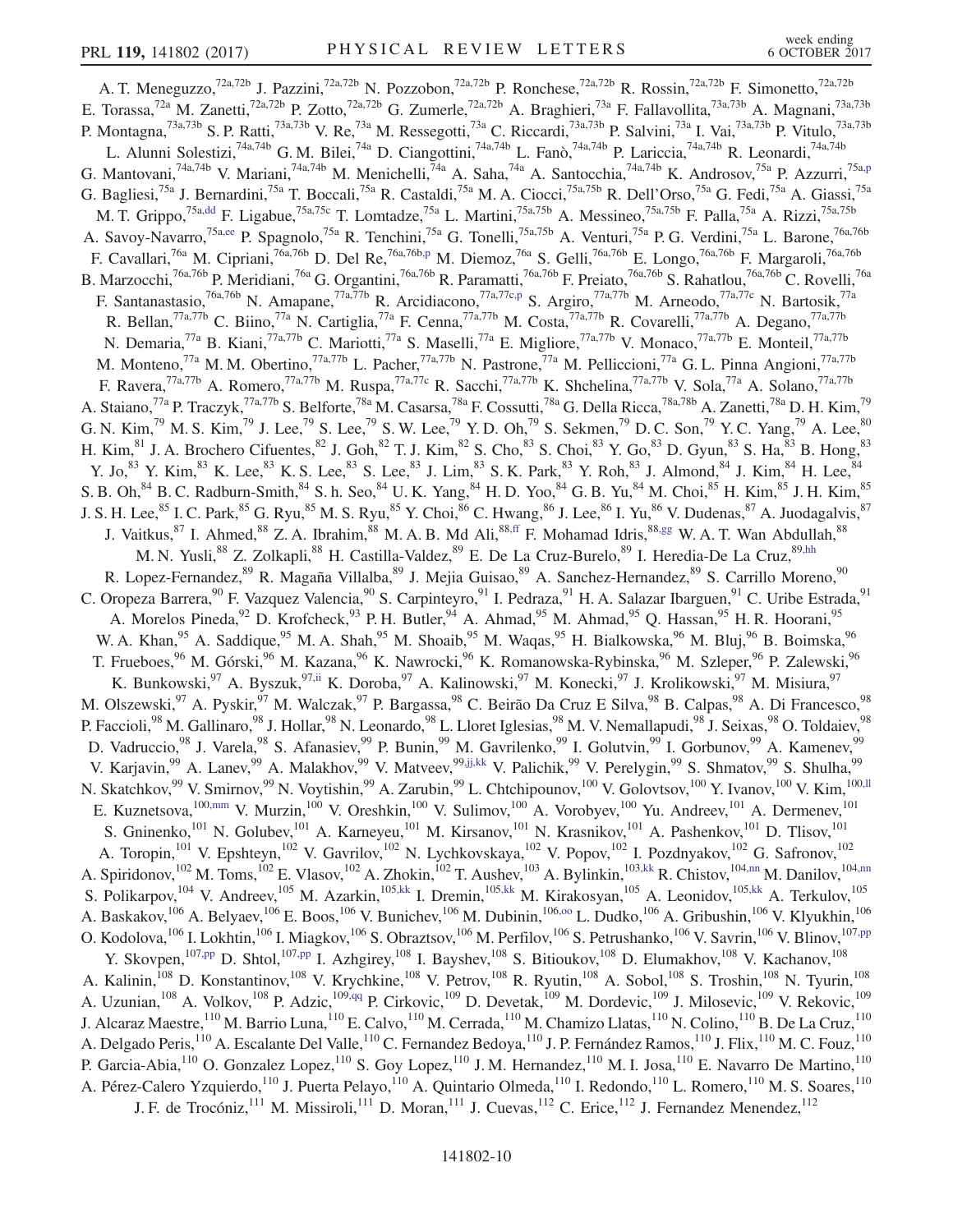A. T. Meneguzzo,[72a,72b] J. Pazzini,[72a,72b] N. Pozzobon,[72a,72b] P. Ronchese,[72a,72b] R. Rossin,[72a,72b] F. Simonetto,[72a,72b] E. Torassa,[72a] M. Zanetti,[72a,72b] P. Zotto,[72a,72b] G. Zumerle,[72a,72b] A. Braghieri,[73a] F. Fallavollita,[73a,73b] A. Magnani,[73a,73b] P. Montagna,[73a,73b] S. P. Ratti,[73a,73b] V. Re,[73a] M. Ressegotti,[73a] C. Riccardi,[73a,73b] P. Salvini,[73a] I. Vai,[73a,73b] P. Vitulo,[73a,73b] L. Alunni Solestizi,[74a,74b] G. M. Bilei,[74a] D. Ciangottini,[74a,74b] L. Fanò,[74a,74b] P. Lariccia,[74a,74b] R. Leonardi,[74a,74b] G. Mantovani,[74a,74b] V. Mariani,[74a,74b] M. Menichelli,[74a] A. Saha,[74a] A. Santocchia,[74a,74b] K. Androsov,[75a] P. Azzurri,[75a,p] G. Bagliesi,[75a] J. Bernardini,[75a] T. Boccali,[75a] R. Castaldi,[75a] M. A. Ciocci,[75a,75b] R. Dell'Orso,[75a] G. Fedi,[75a] A. Giassi,[75a] M. T. Grippo,[75a,dd] F. Ligabue,[75a,75c] T. Lomtadze,[75a] L. Martini,[75a,75b] A. Messineo,[75a,75b] F. Palla,[75a] A. Rizzi,[75a,75b] A. Savoy-Navarro,[75a,ee] P. Spagnolo,[75a] R. Tenchini,[75a] G. Tonelli,[75a,75b] A. Venturi,[75a] P. G. Verdini,[75a] L. Barone,[76a,76b] F. Cavallari,[76a] M. Cipriani,[76a,76b] D. Del Re,[76a,76b,p] M. Diemoz,[76a] S. Gelli,[76a,76b] E. Longo,[76a,76b] F. Margaroli,[76a,76b] B. Marzocchi,[76a,76b] P. Meridiani,[76a] G. Organtini,[76a,76b] R. Paramatti,[76a,76b] F. Preiato,[76a,76b] S. Rahatlou,[76a,76b] C. Rovelli,[76a] F. Santanastasio,[76a,76b] N. Amapane,[77a,77b] R. Arcidiacono,[77a,77c,p] S. Argiro,[77a,77b] M. Arneodo,[77a,77c] N. Bartosik,[77a] R. Bellan,[77a,77b] C. Biino,[77a] N. Cartiglia,[77a] F. Cenna,[77a,77b] M. Costa,[77a,77b] R. Covarelli,[77a,77b] A. Degano,[77a,77b] N. Demaria,[77a] B. Kiani,[77a,77b] C. Mariotti,[77a] S. Maselli,[77a] E. Migliore,[77a,77b] V. Monaco,[77a,77b] E. Monteil,[77a,77b] M. Monteno,[77a] M. M. Obertino,[77a,77b] L. Pacher,[77a,77b] N. Pastrone,[77a] M. Pelliccioni,[77a] G. L. Pinna Angioni,[77a,77b] F. Ravera,[77a,77b] A. Romero,[77a,77b] M. Ruspa,[77a,77c] R. Sacchi,[77a,77b] K. Shchelina,[77a,77b] V. Sola,[77a] A. Solano,[77a,77b] A. Staiano,[77a] P. Traczyk,[77a,77b] S. Belforte,[78a] M. Casarsa,[78a] F. Cossutti,[78a] G. Della Ricca,[78a,78b] A. Zanetti,[78a] D. H. Kim,[79] G. N. Kim,[79] M. S. Kim,[79] J. Lee,[79] S. Lee,[79] S. W. Lee,[79] Y. D. Oh,[79] S. Sekmen,[79] D. C. Son,[79] Y. C. Yang,[79] A. Lee,[80] H. Kim,[81] J. A. Brochero Cifuentes,[82] J. Goh,[82] T. J. Kim,[82] S. Cho,[83] S. Choi,[83] Y. Go,[83] D. Gyun,[83] S. Ha,[83] B. Hong,[83] Y. Jo,[83] Y. Kim,[83] K. Lee,[83] K. S. Lee,[83] S. Lee,[83] J. Lim,[83] S. K. Park,[83] Y. Roh,[83] J. Almond,[84] J. Kim,[84] H. Lee,[84] S. B. Oh,[84] B. C. Radburn-Smith,[84] S. h. Seo,[84] U. K. Yang,[84] H. D. Yoo,[84] G. B. Yu,[84] M. Choi,[85] H. Kim,[85] J. H. Kim,[85] J. S. H. Lee,[85] I. C. Park,[85] G. Ryu,[85] M. S. Ryu,[85] Y. Choi,[86] C. Hwang,[86] J. Lee,[86] I. Yu,[86] V. Dudenas,[87] A. Juodagalvis,[87] J. Vaitkus,[87] I. Ahmed,[88] Z. A. Ibrahim,[88] M. A. B. Md Ali,[88,ff] F. Mohamad Idris,[88,gg] W. A. T. Wan Abdullah,[88] M. N. Yusli,[88] Z. Zolkapli,[88] H. Castilla-Valdez,[89] E. De La Cruz-Burelo,[89] I. Heredia-De La Cruz,[89,hh] R. Lopez-Fernandez,[89] R. Magaña Villalba,[89] J. Mejia Guisao,[89] A. Sanchez-Hernandez,[89] S. Carrillo Moreno,[90] C. Oropeza Barrera,[90] F. Vazquez Valencia,[90] S. Carpinteyro,[91] I. Pedraza,[91] H. A. Salazar Ibarguen,[91] C. Uribe Estrada,[91] A. Morelos Pineda,[92] D. Krofcheck,[93] P. H. Butler,[94] A. Ahmad,[95] M. Ahmad,[95] Q. Hassan,[95] H. R. Hoorani,[95] W. A. Khan,[95] A. Saddique,[95] M. A. Shah,[95] M. Shoaib,[95] M. Waqas,[95] H. Bialkowska,[96] M. Bluj,[96] B. Boimska,[96] T. Frueboes,[96] M. Górski,[96] M. Kazana,[96] K. Nawrocki,[96] K. Romanowska-Rybinska,[96] M. Szleper,[96] P. Zalewski,[96] K. Bunkowski,[97] A. Byszuk,[97,ii] K. Doroba,[97] A. Kalinowski,[97] M. Konecki,[97] J. Krolikowski,[97] M. Misiura,[97] M. Olszewski,[97] A. Pyskir,[97] M. Walczak,[97] P. Bargassa,[98] C. Beirão Da Cruz E Silva,[98] B. Calpas,[98] A. Di Francesco,[98] P. Faccioli,[98] M. Gallinaro,[98] J. Hollar,[98] N. Leonardo,[98] L. Lloret Iglesias,[98] M. V. Nemallapudi,[98] J. Seixas,[98] O. Toldaiev,[98] D. Vadruccio,[98] J. Varela,[98] S. Afanasiev,[99] P. Bunin,[99] M. Gavrilenko,[99] I. Golutvin,[99] I. Gorbunov,[99] A. Kamenev,[99] V. Karjavin,[99] A. Lanev,[99] A. Malakhov,[99] V. Matveev,[99,jj,kk] V. Palichik,[99] V. Perelygin,[99] S. Shmatov,[99] S. Shulha,[99] N. Skatchkov,[99] V. Smirnov,[99] N. Voytishin,[99] A. Zarubin,[99] L. Chtchipounov,[100] V. Golovtsov,[100] Y. Ivanov,[100] V. Kim,[100,ll] E. Kuznetsova,[100,mm] V. Murzin,[100] V. Oreshkin,[100] V. Sulimov,[100] A. Vorobyev,[100] Yu. Andreev,[101] A. Dermenev,[101] S. Gninenko,[101] N. Golubev,[101] A. Karneyeu,[101] M. Kirsanov,[101] N. Krasnikov,[101] A. Pashenkov,[101] D. Tlisov,[101] A. Toropin,[101] V. Epshteyn,[102] V. Gavrilov,[102] N. Lychkovskaya,[102] V. Popov,[102] I. Pozdnyakov,[102] G. Safronov,[102] A. Spiridonov,[102] M. Toms,[102] E. Vlasov,[102] A. Zhokin,[102] T. Aushev,[103] A. Bylinkin,[103,kk] R. Chistov,[104,nn] M. Danilov,[104,nn] S. Polikarpov,[104] V. Andreev,[105] M. Azarkin,[105,kk] I. Dremin,[105,kk] M. Kirakosyan,[105] A. Leonidov,[105,kk] A. Terkulov,[105] A. Baskakov,[106] A. Belyaev,[106] E. Boos,[106] V. Bunichev,[106] M. Dubinin,[106,oo] L. Dudko,[106] A. Gribushin,[106] V. Klyukhin,[106] O. Kodolova,[106] I. Lokhtin,[106] I. Miagkov,[106] S. Obraztsov,[106] M. Perfilov,[106] S. Petrushanko,[106] V. Savrin,[106] V. Blinov,[107,pp] Y. Skovpen,[107,pp] D. Shtol,[107,pp] I. Azhgirey,[108] I. Bayshev,[108] S. Bitioukov,[108] D. Elumakhov,[108] V. Kachanov,[108] A. Kalinin,[108] D. Konstantinov,[108] V. Krychkine,[108] V. Petrov,[108] R. Ryutin,[108] A. Sobol,[108] S. Troshin,[108] N. Tyurin,[108] A. Uzunian,[108] A. Volkov,[108] P. Adzic,[109,qq] P. Cirkovic,[109] D. Devetak,[109] M. Dordevic,[109] J. Milosevic,[109] V. Rekovic,[109] J. Alcaraz Maestre,[110] M. Barrio Luna,[110] E. Calvo,[110] M. Cerrada,[110] M. Chamizo Llatas,[110] N. Colino,[110] B. De La Cruz,[110] A. Delgado Peris,[110] A. Escalante Del Valle,[110] C. Fernandez Bedoya,[110] J. P. Fernández Ramos,[110] J. Flix,[110] M. C. Fouz,[110] P. Garcia-Abia,[110] O. Gonzalez Lopez,[110] S. Goy Lopez,[110] J. M. Hernandez,[110] M. I. Josa,[110] E. Navarro De Martino,[110] A. Pérez-Calero Yzquierdo,[110] J. Puerta Pelayo,[110] A. Quintario Olmeda,[110] I. Redondo,[110] L. Romero,[110] M. S. Soares,[110] J. F. de Trocóniz,[111] M. Missiroli,[111] D. Moran,[111] J. Cuevas,[112] C. Erice,[112] J. Fernandez Menendez,[112]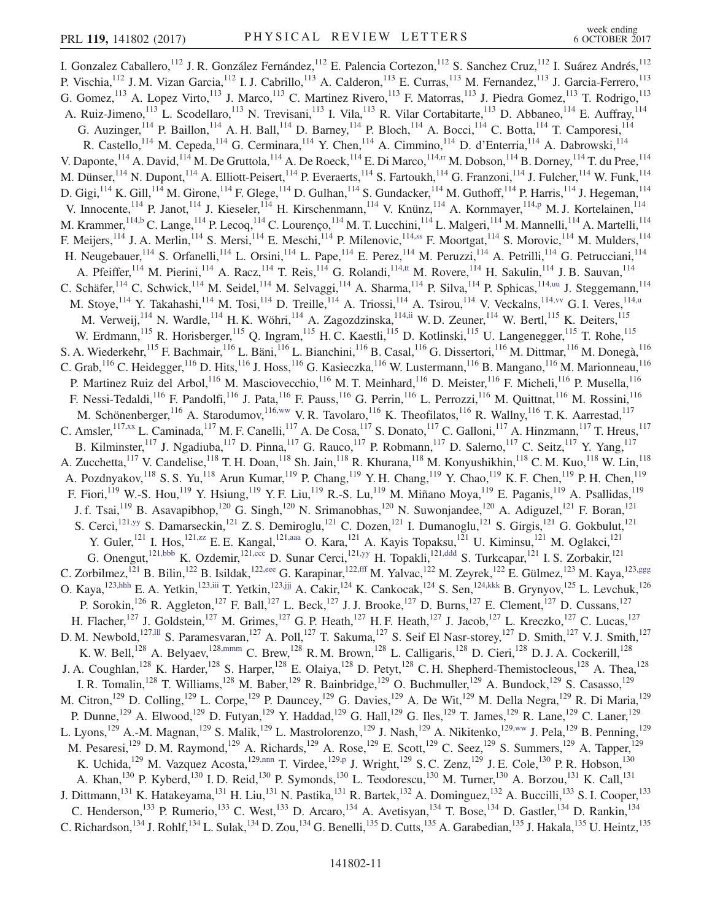I. Gonzalez Caballero,[112] J. R. González Fernández,[112] E. Palencia Cortezon,[112] S. Sanchez Cruz,[112] I. Suárez Andrés,[112] P. Vischia,[112] J. M. Vizan Garcia,[112] I. J. Cabrillo,[113] A. Calderon,[113] E. Curras,[113] M. Fernandez,[113] J. Garcia-Ferrero,[113] G. Gomez,[113] A. Lopez Virto,[113] J. Marco,[113] C. Martinez Rivero,[113] F. Matorras,[113] J. Piedra Gomez,[113] T. Rodrigo,[113] A. Ruiz-Jimeno,[113] L. Scodellaro,[113] N. Trevisani,[113] I. Vila,[113] R. Vilar Cortabitarte,[113] D. Abbaneo,[114] E. Auffray,[114] G. Auzinger,[114] P. Baillon,[114] A. H. Ball,[114] D. Barney,[114] P. Bloch,[114] A. Bocci,[114] C. Botta,[114] T. Camporesi,[114] R. Castello,[114] M. Cepeda,[114] G. Cerminara,[114] Y. Chen,[114] A. Cimmino,[114] D. d'Enterria,[114] A. Dabrowski,[114] V. Daponte,[114] A. David,[114] M. De Gruttola,[114] A. De Roeck,[114] E. Di Marco,[114,rr] M. Dobson,[114] B. Dorney,[114] T. du Pree,[114] M. Dünser,[114] N. Dupont,[114] A. Elliott-Peisert,[114] P. Everaerts,[114] S. Fartoukh,[114] G. Franzoni,[114] J. Fulcher,[114] W. Funk,[114] D. Gigi,[114] K. Gill,[114] M. Girone,[114] F. Glege,[114] D. Gulhan,[114] S. Gundacker,[114] M. Guthoff,[114] P. Harris,[114] J. Hegeman,[114] V. Innocente,[114] P. Janot,[114] J. Kieseler,[114] H. Kirschenmann,[114] V. Knünz,[114] A. Kornmayer,[114,p] M. J. Kortelainen,[114] M. Krammer,[114,b] C. Lange,[114] P. Lecoq,[114] C. Lourenço,[114] M. T. Lucchini,[114] L. Malgeri,[114] M. Mannelli,[114] A. Martelli,[114] F. Meijers,[114] J. A. Merlin,[114] S. Mersi,[114] E. Meschi,[114] P. Milenovic,[114,ss] F. Moortgat,[114] S. Morovic,[114] M. Mulders,[114] H. Neugebauer,[114] S. Orfanelli,[114] L. Orsini,[114] L. Pape,[114] E. Perez,[114] M. Peruzzi,[114] A. Petrilli,[114] G. Petrucciani,[114] A. Pfeiffer,[114] M. Pierini,[114] A. Racz,[114] T. Reis,[114] G. Rolandi,[114,tt] M. Rovere,[114] H. Sakulin,[114] J. B. Sauvan,[114] C. Schäfer,[114] C. Schwick,[114] M. Seidel,[114] M. Selvaggi,[114] A. Sharma,[114] P. Silva,[114] P. Sphicas,[114,uu] J. Steggemann,[114] M. Stoye,[114] Y. Takahashi,[114] M. Tosi,[114] D. Treille,[114] A. Triossi,[114] A. Tsirou,[114] V. Veckalns,[114,vv] G. I. Veres,[114,u] M. Verweij,[114] N. Wardle,[114] H. K. Wöhri,[114] A. Zagozdzinska,[114,ii] W. D. Zeuner,[114] W. Bertl,[115] K. Deiters,[115] W. Erdmann,[115] R. Horisberger,[115] Q. Ingram,[115] H. C. Kaestli,[115] D. Kotlinski,[115] U. Langenegger,[115] T. Rohe,[115] S. A. Wiederkehr,[115] F. Bachmair,[116] L. Bäni,[116] L. Bianchini,[116] B. Casal,[116] G. Dissertori,[116] M. Dittmar,[116] M. Donegà,[116] C. Grab,[116] C. Heidegger,[116] D. Hits,[116] J. Hoss,[116] G. Kasieczka,[116] W. Lustermann,[116] B. Mangano,[116] M. Marionneau,[116] P. Martinez Ruiz del Arbol,[116] M. Masciovecchio,[116] M. T. Meinhard,[116] D. Meister,[116] F. Micheli,[116] P. Musella,[116] F. Nessi-Tedaldi,[116] F. Pandolfi,[116] J. Pata,[116] F. Pauss,[116] G. Perrin,[116] L. Perrozzi,[116] M. Quittnat,[116] M. Rossini,[116] M. Schönenberger,[116] A. Starodumov,[116,ww] V. R. Tavolaro,[116] K. Theofilatos,[116] R. Wallny,[116] T. K. Aarrestad,[117] C. Amsler,[117,xx] L. Caminada,[117] M. F. Canelli,[117] A. De Cosa,[117] S. Donato,[117] C. Galloni,[117] A. Hinzmann,[117] T. Hreus,[117] B. Kilminster,[117] J. Ngadiuba,[117] D. Pinna,[117] G. Rauco,[117] P. Robmann,[117] D. Salerno,[117] C. Seitz,[117] Y. Yang,[117] A. Zucchetta,[117] V. Candelise,[118] T. H. Doan,[118] Sh. Jain,[118] R. Khurana,[118] M. Konyushikhin,[118] C. M. Kuo,[118] W. Lin,[118] A. Pozdnyakov,[118] S. S. Yu,[118] Arun Kumar,[119] P. Chang,[119] Y. H. Chang,[119] Y. Chao,[119] K. F. Chen,[119] P. H. Chen,[119] F. Fiori,[119] W.-S. Hou,[119] Y. Hsiung,[119] Y. F. Liu,[119] R.-S. Lu,[119] M. Miñano Moya,[119] E. Paganis,[119] A. Psallidas,[119] J. f. Tsai,[119] B. Asavapibhop,[120] G. Singh,[120] N. Srimanobhas,[120] N. Suwonjandee,[120] A. Adiguzel,[121] F. Boran,[121] S. Cerci,[121,yy] S. Damarseckin,[121] Z. S. Demiroglu,[121] C. Dozen,[121] I. Dumanoglu,[121] S. Girgis,[121] G. Gokbulut,[121] Y. Guler,[121] I. Hos,[121,zz] E. E. Kangal,[121,aaa] O. Kara,[121] A. Kayis Topaksu,[121] U. Kiminsu,[121] M. Oglakci,[121] G. Onengut,[121,bbb] K. Ozdemir,[121,ccc] D. Sunar Cerci,[121,yy] H. Topakli,[121,ddd] S. Turkcapar,[121] I. S. Zorbakir,[121] C. Zorbilmez,[121] B. Bilin,[122] B. Isildak,[122,eee] G. Karapinar,[122,fff] M. Yalvac,[122] M. Zeyrek,[122] E. Gülmez,[123] M. Kaya,[123,ggg] O. Kaya,[123,hhh] E. A. Yetkin,[123,iii] T. Yetkin,[123,jjj] A. Cakir,[124] K. Cankocak,[124] S. Sen,[124,kkk] B. Grynyov,[125] L. Levchuk,[126] P. Sorokin,[126] R. Aggleton,[127] F. Ball,[127] L. Beck,[127] J. J. Brooke,[127] D. Burns,[127] E. Clement,[127] D. Cussans,[127] H. Flacher,[127] J. Goldstein,[127] M. Grimes,[127] G. P. Heath,[127] H. F. Heath,[127] J. Jacob,[127] L. Kreczko,[127] C. Lucas,[127] D. M. Newbold,[127,lll] S. Paramesvaran,[127] A. Poll,[127] T. Sakuma,[127] S. Seif El Nasr-storey,[127] D. Smith,[127] V. J. Smith,[127] K. W. Bell,[128] A. Belyaev,[128,mmm] C. Brew,[128] R. M. Brown,[128] L. Calligaris,[128] D. Cieri,[128] D. J. A. Cockerill,[128] J. A. Coughlan,[128] K. Harder,[128] S. Harper,[128] E. Olaiya,[128] D. Petyt,[128] C. H. Shepherd-Themistocleous,[128] A. Thea,[128] I. R. Tomalin,[128] T. Williams,[128] M. Baber,[129] R. Bainbridge,[129] O. Buchmuller,[129] A. Bundock,[129] S. Casasso,[129] M. Citron,[129] D. Colling,[129] L. Corpe,[129] P. Dauncey,[129] G. Davies,[129] A. De Wit,[129] M. Della Negra,[129] R. Di Maria,[129] P. Dunne,[129] A. Elwood,[129] D. Futyan,[129] Y. Haddad,[129] G. Hall,[129] G. Iles,[129] T. James,[129] R. Lane,[129] C. Laner,[129] L. Lyons,[129] A.-M. Magnan,[129] S. Malik,[129] L. Mastrolorenzo,[129] J. Nash,[129] A. Nikitenko,[129,ww] J. Pela,[129] B. Penning,[129] M. Pesaresi,[129] D. M. Raymond,[129] A. Richards,[129] A. Rose,[129] E. Scott,[129] C. Seez,[129] S. Summers,[129] A. Tapper,[129] K. Uchida,[129] M. Vazquez Acosta,[129,nnn] T. Virdee,[129,p] J. Wright,[129] S. C. Zenz,[129] J. E. Cole,[130] P. R. Hobson,[130] A. Khan,[130] P. Kyberd,[130] I. D. Reid,[130] P. Symonds,[130] L. Teodorescu,[130] M. Turner,[130] A. Borzou,[131] K. Call,[131] J. Dittmann,[131] K. Hatakeyama,[131] H. Liu,[131] N. Pastika,[131] R. Bartek,[132] A. Dominguez,[132] A. Buccilli,[133] S. I. Cooper,[133] C. Henderson,[133] P. Rumerio,[133] C. West,[133] D. Arcaro,[134] A. Avetisyan,[134] T. Bose,[134] D. Gastler,[134] D. Rankin,[134] C. Richardson,[134] J. Rohlf,[134] L. Sulak,[134] D. Zou,[134] G. Benelli,[135] D. Cutts,[135] A. Garabedian,[135] J. Hakala,[135] U. Heintz,[135]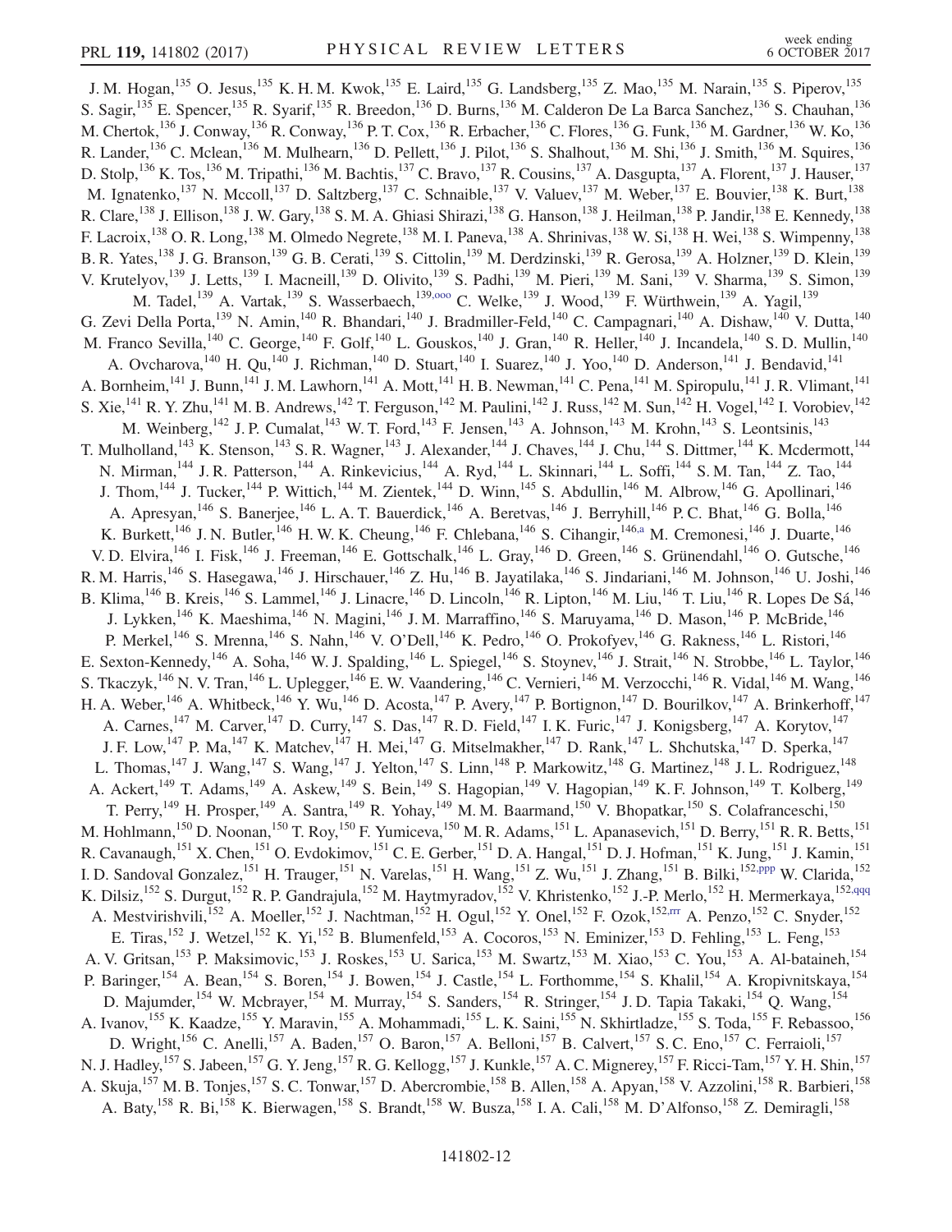J. M. Hogan,[135] O. Jesus,[135] K. H. M. Kwok,[135] E. Laird,[135] G. Landsberg,[135] Z. Mao,[135] M. Narain,[135] S. Piperov,[135] S. Sagir,[135] E. Spencer,[135] R. Syarif,[135] R. Breedon,[136] D. Burns,[136] M. Calderon De La Barca Sanchez,[136] S. Chauhan,[136] M. Chertok,[136] J. Conway,[136] R. Conway,[136] P. T. Cox,[136] R. Erbacher,[136] C. Flores,[136] G. Funk,[136] M. Gardner,[136] W. Ko,[136] R. Lander,[136] C. Mclean,[136] M. Mulhearn,[136] D. Pellett,[136] J. Pilot,[136] S. Shalhout,[136] M. Shi,[136] J. Smith,[136] M. Squires,[136] D. Stolp,[136] K. Tos,[136] M. Tripathi,[136] M. Bachtis,[137] C. Bravo,[137] R. Cousins,[137] A. Dasgupta,[137] A. Florent,[137] J. Hauser,[137] M. Ignatenko,[137] N. Mccoll,[137] D. Saltzberg,[137] C. Schnaible,[137] V. Valuev,[137] M. Weber,[137] E. Bouvier,[138] K. Burt,[138] R. Clare,[138] J. Ellison,[138] J. W. Gary,[138] S. M. A. Ghiasi Shirazi,[138] G. Hanson,[138] J. Heilman,[138] P. Jandir,[138] E. Kennedy,[138] F. Lacroix,[138] O. R. Long,[138] M. Olmedo Negrete,[138] M. I. Paneva,[138] A. Shrinivas,[138] W. Si,[138] H. Wei,[138] S. Wimpenny,[138] B. R. Yates,[138] J. G. Branson,[139] G. B. Cerati,[139] S. Cittolin,[139] M. Derdzinski,[139] R. Gerosa,[139] A. Holzner,[139] D. Klein,[139] V. Krutelyov,[139] J. Letts,[139] I. Macneill,[139] D. Olivito,[139] S. Padhi,[139] M. Pieri,[139] M. Sani,[139] V. Sharma,[139] S. Simon,[139] M. Tadel,[139] A. Vartak,[139] S. Wasserbaech,[139,ooo] C. Welke,[139] J. Wood,[139] F. Würthwein,[139] A. Yagil,[139] G. Zevi Della Porta,[139] N. Amin,[140] R. Bhandari,[140] J. Bradmiller-Feld,[140] C. Campagnari,[140] A. Dishaw,[140] V. Dutta,[140] M. Franco Sevilla,[140] C. George,[140] F. Golf,[140] L. Gouskos,[140] J. Gran,[140] R. Heller,[140] J. Incandela,[140] S. D. Mullin,[140] A. Ovcharova,[140] H. Qu,[140] J. Richman,[140] D. Stuart,[140] I. Suarez,[140] J. Yoo,[140] D. Anderson,[141] J. Bendavid,[141] A. Bornheim,[141] J. Bunn,[141] J. M. Lawhorn,[141] A. Mott,[141] H. B. Newman,[141] C. Pena,[141] M. Spiropulu,[141] J. R. Vlimant,[141] S. Xie,[141] R. Y. Zhu,[141] M. B. Andrews,[142] T. Ferguson,[142] M. Paulini,[142] J. Russ,[142] M. Sun,[142] H. Vogel,[142] I. Vorobiev,[142] M. Weinberg,[142] J. P. Cumalat,[143] W. T. Ford,[143] F. Jensen,[143] A. Johnson,[143] M. Krohn,[143] S. Leontsinis,[143] T. Mulholland,[143] K. Stenson,[143] S. R. Wagner,[143] J. Alexander,[144] J. Chaves,[144] J. Chu,[144] S. Dittmer,[144] K. Mcdermott,[144] N. Mirman,[144] J. R. Patterson,[144] A. Rinkevicius,[144] A. Ryd,[144] L. Skinnari,[144] L. Soffi,[144] S. M. Tan,[144] Z. Tao,[144] J. Thom,[144] J. Tucker,[144] P. Wittich,[144] M. Zientek,[144] D. Winn,[145] S. Abdullin,[146] M. Albrow,[146] G. Apollinari,[146] A. Apresyan,[146] S. Banerjee,[146] L. A. T. Bauerdick,[146] A. Beretvas,[146] J. Berryhill,[146] P. C. Bhat,[146] G. Bolla,[146] K. Burkett,[146] J. N. Butler,[146] H. W. K. Cheung,[146] F. Chlebana,[146] S. Cihangir,[146,a] M. Cremonesi,[146] J. Duarte,[146] V. D. Elvira,[146] I. Fisk,[146] J. Freeman,[146] E. Gottschalk,[146] L. Gray,[146] D. Green,[146] S. Grünendahl,[146] O. Gutsche,[146] R. M. Harris,[146] S. Hasegawa,[146] J. Hirschauer,[146] Z. Hu,[146] B. Jayatilaka,[146] S. Jindariani,[146] M. Johnson,[146] U. Joshi,[146] B. Klima,[146] B. Kreis,[146] S. Lammel,[146] J. Linacre,[146] D. Lincoln,[146] R. Lipton,[146] M. Liu,[146] T. Liu,[146] R. Lopes De Sá,[146] J. Lykken,[146] K. Maeshima,[146] N. Magini,[146] J. M. Marraffino,[146] S. Maruyama,[146] D. Mason,[146] P. McBride,[146] P. Merkel,[146] S. Mrenna,[146] S. Nahn,[146] V. O'Dell,[146] K. Pedro,[146] O. Prokofyev,[146] G. Rakness,[146] L. Ristori,[146] E. Sexton-Kennedy,[146] A. Soha,[146] W. J. Spalding,[146] L. Spiegel,[146] S. Stoynev,[146] J. Strait,[146] N. Strobbe,[146] L. Taylor,[146] S. Tkaczyk,[146] N. V. Tran,[146] L. Uplegger,[146] E. W. Vaandering,[146] C. Vernieri,[146] M. Verzocchi,[146] R. Vidal,[146] M. Wang,[146] H. A. Weber,[146] A. Whitbeck,[146] Y. Wu,[146] D. Acosta,[147] P. Avery,[147] P. Bortignon,[147] D. Bourilkov,[147] A. Brinkerhoff,[147] A. Carnes,[147] M. Carver,[147] D. Curry,[147] S. Das,[147] R. D. Field,[147] I. K. Furic,[147] J. Konigsberg,[147] A. Korytov,[147] J. F. Low,[147] P. Ma,[147] K. Matchev,[147] H. Mei,[147] G. Mitselmakher,[147] D. Rank,[147] L. Shchutska,[147] D. Sperka,[147] L. Thomas,[147] J. Wang,[147] S. Wang,[147] J. Yelton,[147] S. Linn,[148] P. Markowitz,[148] G. Martinez,[148] J. L. Rodriguez,[148] A. Ackert,[149] T. Adams,[149] A. Askew,[149] S. Bein,[149] S. Hagopian,[149] V. Hagopian,[149] K. F. Johnson,[149] T. Kolberg,[149] T. Perry,[149] H. Prosper,[149] A. Santra,[149] R. Yohay,[149] M. M. Baarmand,[150] V. Bhopatkar,[150] S. Colafranceschi,[150] M. Hohlmann,[150] D. Noonan,[150] T. Roy,[150] F. Yumiceva,[150] M. R. Adams,[151] L. Apanasevich,[151] D. Berry,[151] R. R. Betts,[151] R. Cavanaugh,[151] X. Chen,[151] O. Evdokimov,[151] C. E. Gerber,[151] D. A. Hangal,[151] D. J. Hofman,[151] K. Jung,[151] J. Kamin,[151] I. D. Sandoval Gonzalez,[151] H. Trauger,[151] N. Varelas,[151] H. Wang,[151] Z. Wu,[151] J. Zhang,[151] B. Bilki,[152,ppp] W. Clarida,[152] K. Dilsiz,[152] S. Durgut,[152] R. P. Gandrajula,[152] M. Haytmyradov,[152] V. Khristenko,[152] J.-P. Merlo,[152] H. Mermerkaya,[152,qqq] A. Mestvirishvili,[152] A. Moeller,[152] J. Nachtman,[152] H. Ogul,[152] Y. Onel,[152] F. Ozok,[152,rrr] A. Penzo,[152] C. Snyder,[152] E. Tiras,[152] J. Wetzel,[152] K. Yi,[152] B. Blumenfeld,[153] A. Cocoros,[153] N. Eminizer,[153] D. Fehling,[153] L. Feng,[153] A. V. Gritsan,[153] P. Maksimovic,[153] J. Roskes,[153] U. Sarica,[153] M. Swartz,[153] M. Xiao,[153] C. You,[153] A. Al-bataineh,[154] P. Baringer,[154] A. Bean,[154] S. Boren,[154] J. Bowen,[154] J. Castle,[154] L. Forthomme,[154] S. Khalil,[154] A. Kropivnitskaya,[154] D. Majumder,[154] W. Mcbrayer,[154] M. Murray,[154] S. Sanders,[154] R. Stringer,[154] J. D. Tapia Takaki,[154] Q. Wang,[154] A. Ivanov,[155] K. Kaadze,[155] Y. Maravin,[155] A. Mohammadi,[155] L. K. Saini,[155] N. Skhirtladze,[155] S. Toda,[155] F. Rebassoo,[156] D. Wright,[156] C. Anelli,[157] A. Baden,[157] O. Baron,[157] A. Belloni,[157] B. Calvert,[157] S. C. Eno,[157] C. Ferraioli,[157] N. J. Hadley,[157] S. Jabeen,[157] G. Y. Jeng,[157] R. G. Kellogg,[157] J. Kunkle,[157] A. C. Mignerey,[157] F. Ricci-Tam,[157] Y. H. Shin,[157] A. Skuja,[157] M. B. Tonjes,[157] S. C. Tonwar,[157] D. Abercrombie,[158] B. Allen,[158] A. Apyan,[158] V. Azzolini,[158] R. Barbieri,[158] A. Baty,[158] R. Bi,[158] K. Bierwagen,[158] S. Brandt,[158] W. Busza,[158] I. A. Cali,[158] M. D'Alfonso,[158] Z. Demiragli,[158]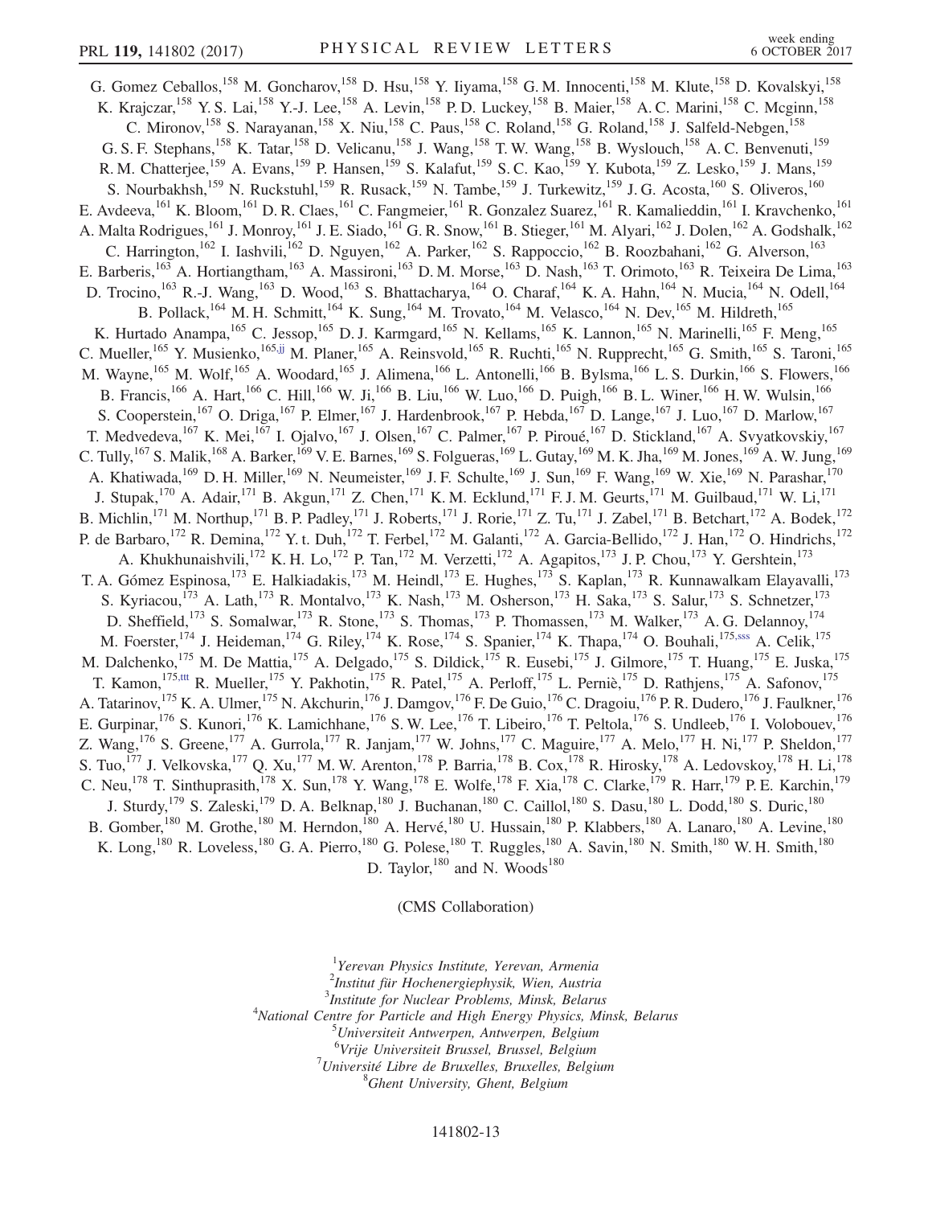G. Gomez Ceballos,[158] M. Goncharov,[158] D. Hsu,[158] Y. Iiyama,[158] G. M. Innocenti,[158] M. Klute,[158] D. Kovalskyi,[158] K. Krajczar,[158] Y. S. Lai,[158] Y.-J. Lee,[158] A. Levin,[158] P. D. Luckey,[158] B. Maier,[158] A. C. Marini,[158] C. Mcginn,[158] C. Mironov,[158] S. Narayanan,[158] X. Niu,[158] C. Paus,[158] C. Roland,[158] G. Roland,[158] J. Salfeld-Nebgen,[158] G. S. F. Stephans,[158] K. Tatar,[158] D. Velicanu,[158] J. Wang,[158] T. W. Wang,[158] B. Wyslouch,[158] A. C. Benvenuti,[159] R. M. Chatterjee,[159] A. Evans,[159] P. Hansen,[159] S. Kalafut,[159] S. C. Kao,[159] Y. Kubota,[159] Z. Lesko,[159] J. Mans,[159] S. Nourbakhsh,[159] N. Ruckstuhl,[159] R. Rusack,[159] N. Tambe,[159] J. Turkewitz,[159] J. G. Acosta,[160] S. Oliveros,[160] E. Avdeeva,[161] K. Bloom,[161] D. R. Claes,[161] C. Fangmeier,[161] R. Gonzalez Suarez,[161] R. Kamalieddin,[161] I. Kravchenko,[161] A. Malta Rodrigues,[161] J. Monroy,[161] J. E. Siado,[161] G. R. Snow,[161] B. Stieger,[161] M. Alyari,[162] J. Dolen,[162] A. Godshalk,[162] C. Harrington,[162] I. Iashvili,[162] D. Nguyen,[162] A. Parker,[162] S. Rappoccio,[162] B. Roozbahani,[162] G. Alverson,[163] E. Barberis,[163] A. Hortiangtham,[163] A. Massironi,[163] D. M. Morse,[163] D. Nash,[163] T. Orimoto,[163] R. Teixeira De Lima,[163] D. Trocino,[163] R.-J. Wang,[163] D. Wood,[163] S. Bhattacharya,[164] O. Charaf,[164] K. A. Hahn,[164] N. Mucia,[164] N. Odell,[164] B. Pollack,[164] M. H. Schmitt,[164] K. Sung,[164] M. Trovato,[164] M. Velasco,[164] N. Dev,[165] M. Hildreth,[165] K. Hurtado Anampa,[165] C. Jessop,[165] D. J. Karmgard,[165] N. Kellams,[165] K. Lannon,[165] N. Marinelli,[165] F. Meng,[165] C. Mueller,[165] Y. Musienko,[165,jj] M. Planer,[165] A. Reinsvold,[165] R. Ruchti,[165] N. Rupprecht,[165] G. Smith,[165] S. Taroni,[165] M. Wayne,[165] M. Wolf,[165] A. Woodard,[165] J. Alimena,[166] L. Antonelli,[166] B. Bylsma,[166] L. S. Durkin,[166] S. Flowers,[166] B. Francis,[166] A. Hart,[166] C. Hill,[166] W. Ji,[166] B. Liu,[166] W. Luo,[166] D. Puigh,[166] B. L. Winer,[166] H. W. Wulsin,[166] S. Cooperstein,[167] O. Driga,[167] P. Elmer,[167] J. Hardenbrook,[167] P. Hebda,[167] D. Lange,[167] J. Luo,[167] D. Marlow,[167] T. Medvedeva,[167] K. Mei,[167] I. Ojalvo,[167] J. Olsen,[167] C. Palmer,[167] P. Piroué,[167] D. Stickland,[167] A. Svyatkovskiy,[167] C. Tully,[167] S. Malik,[168] A. Barker,[169] V. E. Barnes,[169] S. Folgueras,[169] L. Gutay,[169] M. K. Jha,[169] M. Jones,[169] A. W. Jung,[169] A. Khatiwada,[169] D. H. Miller,[169] N. Neumeister,[169] J. F. Schulte,[169] J. Sun,[169] F. Wang,[169] W. Xie,[169] N. Parashar,[170] J. Stupak,[170] A. Adair,[171] B. Akgun,[171] Z. Chen,[171] K. M. Ecklund,[171] F. J. M. Geurts,[171] M. Guilbaud,[171] W. Li,[171] B. Michlin,[171] M. Northup,[171] B. P. Padley,[171] J. Roberts,[171] J. Rorie,[171] Z. Tu,[171] J. Zabel,[171] B. Betchart,[172] A. Bodek,[172] P. de Barbaro,[172] R. Demina,[172] Y. t. Duh,[172] T. Ferbel,[172] M. Galanti,[172] A. Garcia-Bellido,[172] J. Han,[172] O. Hindrichs,[172] A. Khukhunaishvili,[172] K. H. Lo,[172] P. Tan,[172] M. Verzetti,[172] A. Agapitos,[173] J. P. Chou,[173] Y. Gershtein,[173] T. A. Gómez Espinosa,[173] E. Halkiadakis,[173] M. Heindl,[173] E. Hughes,[173] S. Kaplan,[173] R. Kunnawalkam Elayavalli,[173] S. Kyriacou,[173] A. Lath,[173] R. Montalvo,[173] K. Nash,[173] M. Osherson,[173] H. Saka,[173] S. Salur,[173] S. Schnetzer,[173] D. Sheffield,[173] S. Somalwar,[173] R. Stone,[173] S. Thomas,[173] P. Thomassen,[173] M. Walker,[173] A. G. Delannoy,[174] M. Foerster,[174] J. Heideman,[174] G. Riley,[174] K. Rose,[174] S. Spanier,[174] K. Thapa,[174] O. Bouhali,[175,sss] A. Celik,[175] M. Dalchenko,[175] M. De Mattia,[175] A. Delgado,[175] S. Dildick,[175] R. Eusebi,[175] J. Gilmore,[175] T. Huang,[175] E. Juska,[175] T. Kamon,[175,ttt] R. Mueller,[175] Y. Pakhotin,[175] R. Patel,[175] A. Perloff,[175] L. Perniè,[175] D. Rathjens,[175] A. Safonov,[175] A. Tatarinov,[175] K. A. Ulmer,[175] N. Akchurin,[176] J. Damgov,[176] F. De Guio,[176] C. Dragoiu,[176] P. R. Dudero,[176] J. Faulkner,[176] E. Gurpinar,[176] S. Kunori,[176] K. Lamichhane,[176] S. W. Lee,[176] T. Libeiro,[176] T. Peltola,[176] S. Undleeb,[176] I. Volobouev,[176] Z. Wang,[176] S. Greene,[177] A. Gurrola,[177] R. Janjam,[177] W. Johns,[177] C. Maguire,[177] A. Melo,[177] H. Ni,[177] P. Sheldon,[177] S. Tuo,[177] J. Velkovska,[177] Q. Xu,[177] M. W. Arenton,[178] P. Barria,[178] B. Cox,[178] R. Hirosky,[178] A. Ledovskoy,[178] H. Li,[178] C. Neu,[178] T. Sinthuprasith,[178] X. Sun,[178] Y. Wang,[178] E. Wolfe,[178] F. Xia,[178] C. Clarke,[179] R. Harr,[179] P. E. Karchin,[179] J. Sturdy,[179] S. Zaleski,[179] D. A. Belknap,[180] J. Buchanan,[180] C. Caillol,[180] S. Dasu,[180] L. Dodd,[180] S. Duric,[180] B. Gomber,[180] M. Grothe,[180] M. Herndon,[180] A. Hervé,[180] U. Hussain,[180] P. Klabbers,[180] A. Lanaro,[180] A. Levine,[180] K. Long,[180] R. Loveless,[180] G. A. Pierro,[180] G. Polese,[180] T. Ruggles,[180] A. Savin,[180] N. Smith,[180] W. H. Smith,[180] D. Taylor,[180] and N. Woods[180]

(CMS Collaboration)

[1]*Yerevan Physics Institute, Yerevan, Armenia*
[2]*Institut für Hochenergiephysik, Wien, Austria*
[3]*Institute for Nuclear Problems, Minsk, Belarus*
[4]*National Centre for Particle and High Energy Physics, Minsk, Belarus*
[5]*Universiteit Antwerpen, Antwerpen, Belgium*
[6]*Vrije Universiteit Brussel, Brussel, Belgium*
[7]*Université Libre de Bruxelles, Bruxelles, Belgium*
[8]*Ghent University, Ghent, Belgium*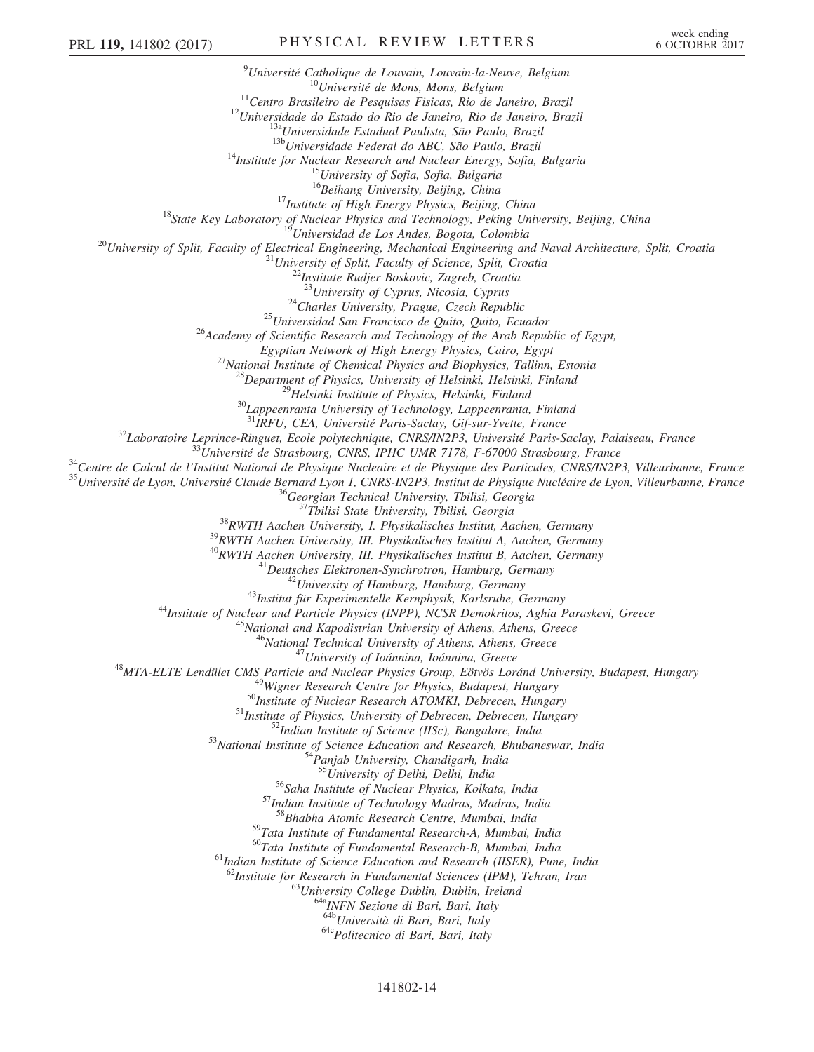[9]Université Catholique de Louvain, Louvain-la-Neuve, Belgium
[10]Université de Mons, Mons, Belgium
[11]Centro Brasileiro de Pesquisas Fisicas, Rio de Janeiro, Brazil
[12]Universidade do Estado do Rio de Janeiro, Rio de Janeiro, Brazil
[13a]Universidade Estadual Paulista, São Paulo, Brazil
[13b]Universidade Federal do ABC, São Paulo, Brazil
[14]Institute for Nuclear Research and Nuclear Energy, Sofia, Bulgaria
[15]University of Sofia, Sofia, Bulgaria
[16]Beihang University, Beijing, China
[17]Institute of High Energy Physics, Beijing, China
[18]State Key Laboratory of Nuclear Physics and Technology, Peking University, Beijing, China
[19]Universidad de Los Andes, Bogota, Colombia
[20]University of Split, Faculty of Electrical Engineering, Mechanical Engineering and Naval Architecture, Split, Croatia
[21]University of Split, Faculty of Science, Split, Croatia
[22]Institute Rudjer Boskovic, Zagreb, Croatia
[23]University of Cyprus, Nicosia, Cyprus
[24]Charles University, Prague, Czech Republic
[25]Universidad San Francisco de Quito, Quito, Ecuador
[26]Academy of Scientific Research and Technology of the Arab Republic of Egypt, Egyptian Network of High Energy Physics, Cairo, Egypt
[27]National Institute of Chemical Physics and Biophysics, Tallinn, Estonia
[28]Department of Physics, University of Helsinki, Helsinki, Finland
[29]Helsinki Institute of Physics, Helsinki, Finland
[30]Lappeenranta University of Technology, Lappeenranta, Finland
[31]IRFU, CEA, Université Paris-Saclay, Gif-sur-Yvette, France
[32]Laboratoire Leprince-Ringuet, Ecole polytechnique, CNRS/IN2P3, Université Paris-Saclay, Palaiseau, France
[33]Université de Strasbourg, CNRS, IPHC UMR 7178, F-67000 Strasbourg, France
[34]Centre de Calcul de l'Institut National de Physique Nucleaire et de Physique des Particules, CNRS/IN2P3, Villeurbanne, France
[35]Université de Lyon, Université Claude Bernard Lyon 1, CNRS-IN2P3, Institut de Physique Nucléaire de Lyon, Villeurbanne, France
[36]Georgian Technical University, Tbilisi, Georgia
[37]Tbilisi State University, Tbilisi, Georgia
[38]RWTH Aachen University, I. Physikalisches Institut, Aachen, Germany
[39]RWTH Aachen University, III. Physikalisches Institut A, Aachen, Germany
[40]RWTH Aachen University, III. Physikalisches Institut B, Aachen, Germany
[41]Deutsches Elektronen-Synchrotron, Hamburg, Germany
[42]University of Hamburg, Hamburg, Germany
[43]Institut für Experimentelle Kernphysik, Karlsruhe, Germany
[44]Institute of Nuclear and Particle Physics (INPP), NCSR Demokritos, Aghia Paraskevi, Greece
[45]National and Kapodistrian University of Athens, Athens, Greece
[46]National Technical University of Athens, Athens, Greece
[47]University of Ioánnina, Ioánnina, Greece
[48]MTA-ELTE Lendület CMS Particle and Nuclear Physics Group, Eötvös Loránd University, Budapest, Hungary
[49]Wigner Research Centre for Physics, Budapest, Hungary
[50]Institute of Nuclear Research ATOMKI, Debrecen, Hungary
[51]Institute of Physics, University of Debrecen, Debrecen, Hungary
[52]Indian Institute of Science (IISc), Bangalore, India
[53]National Institute of Science Education and Research, Bhubaneswar, India
[54]Panjab University, Chandigarh, India
[55]University of Delhi, Delhi, India
[56]Saha Institute of Nuclear Physics, Kolkata, India
[57]Indian Institute of Technology Madras, Madras, India
[58]Bhabha Atomic Research Centre, Mumbai, India
[59]Tata Institute of Fundamental Research-A, Mumbai, India
[60]Tata Institute of Fundamental Research-B, Mumbai, India
[61]Indian Institute of Science Education and Research (IISER), Pune, India
[62]Institute for Research in Fundamental Sciences (IPM), Tehran, Iran
[63]University College Dublin, Dublin, Ireland
[64a]INFN Sezione di Bari, Bari, Italy
[64b]Università di Bari, Bari, Italy
[64c]Politecnico di Bari, Bari, Italy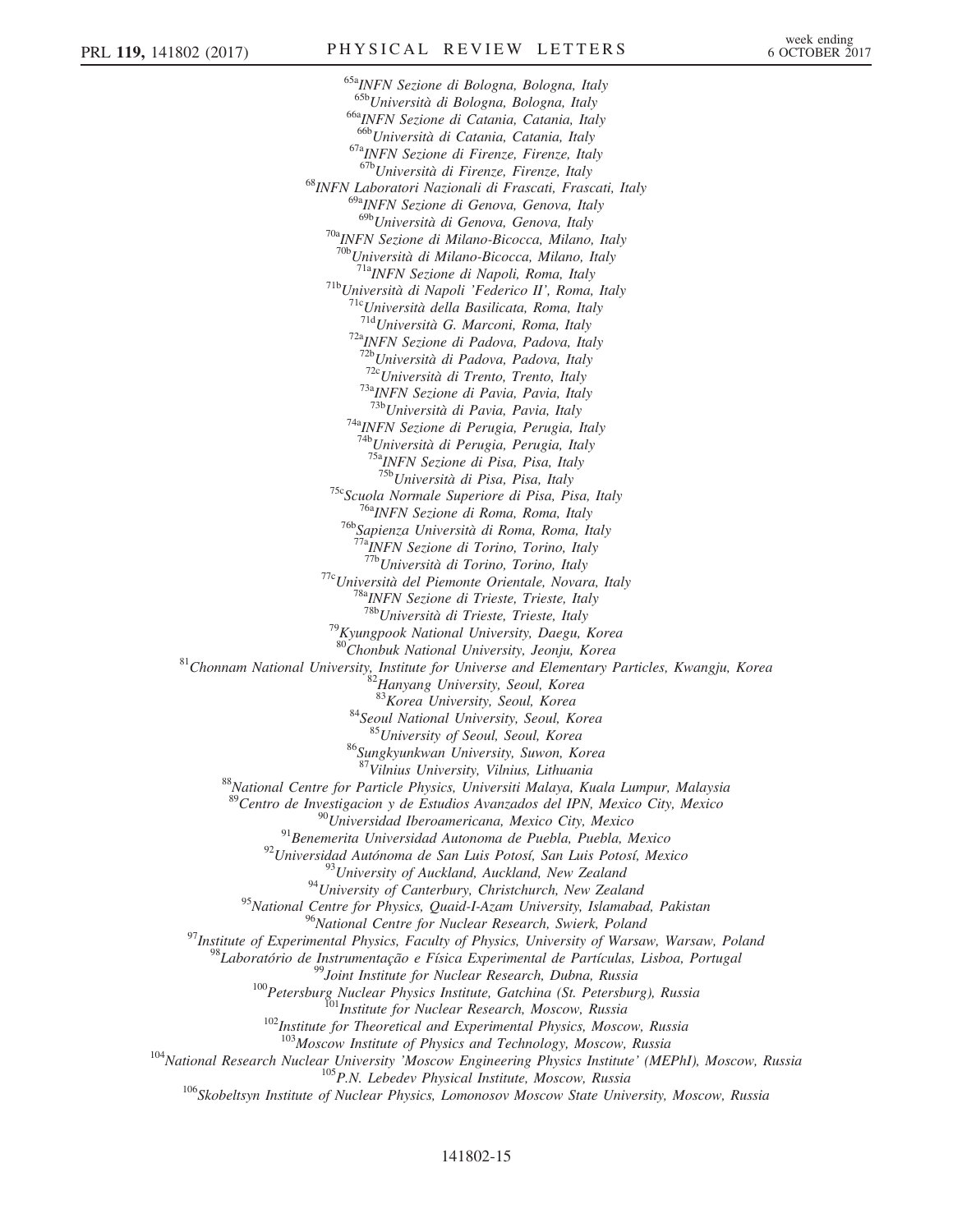[65a]INFN Sezione di Bologna, Bologna, Italy
[65b]Università di Bologna, Bologna, Italy
[66a]INFN Sezione di Catania, Catania, Italy
[66b]Università di Catania, Catania, Italy
[67a]INFN Sezione di Firenze, Firenze, Italy
[67b]Università di Firenze, Firenze, Italy
[68]INFN Laboratori Nazionali di Frascati, Frascati, Italy
[69a]INFN Sezione di Genova, Genova, Italy
[69b]Università di Genova, Genova, Italy
[70a]INFN Sezione di Milano-Bicocca, Milano, Italy
[70b]Università di Milano-Bicocca, Milano, Italy
[71a]INFN Sezione di Napoli, Roma, Italy
[71b]Università di Napoli 'Federico II', Roma, Italy
[71c]Università della Basilicata, Roma, Italy
[71d]Università G. Marconi, Roma, Italy
[72a]INFN Sezione di Padova, Padova, Italy
[72b]Università di Padova, Padova, Italy
[72c]Università di Trento, Trento, Italy
[73a]INFN Sezione di Pavia, Pavia, Italy
[73b]Università di Pavia, Pavia, Italy
[74a]INFN Sezione di Perugia, Perugia, Italy
[74b]Università di Perugia, Perugia, Italy
[75a]INFN Sezione di Pisa, Pisa, Italy
[75b]Università di Pisa, Pisa, Italy
[75c]Scuola Normale Superiore di Pisa, Pisa, Italy
[76a]INFN Sezione di Roma, Roma, Italy
[76b]Sapienza Università di Roma, Roma, Italy
[77a]INFN Sezione di Torino, Torino, Italy
[77b]Università di Torino, Torino, Italy
[77c]Università del Piemonte Orientale, Novara, Italy
[78a]INFN Sezione di Trieste, Trieste, Italy
[78b]Università di Trieste, Trieste, Italy
[79]Kyungpook National University, Daegu, Korea
[80]Chonbuk National University, Jeonju, Korea
[81]Chonnam National University, Institute for Universe and Elementary Particles, Kwangju, Korea
[82]Hanyang University, Seoul, Korea
[83]Korea University, Seoul, Korea
[84]Seoul National University, Seoul, Korea
[85]University of Seoul, Seoul, Korea
[86]Sungkyunkwan University, Suwon, Korea
[87]Vilnius University, Vilnius, Lithuania
[88]National Centre for Particle Physics, Universiti Malaya, Kuala Lumpur, Malaysia
[89]Centro de Investigacion y de Estudios Avanzados del IPN, Mexico City, Mexico
[90]Universidad Iberoamericana, Mexico City, Mexico
[91]Benemerita Universidad Autonoma de Puebla, Puebla, Mexico
[92]Universidad Autónoma de San Luis Potosí, San Luis Potosí, Mexico
[93]University of Auckland, Auckland, New Zealand
[94]University of Canterbury, Christchurch, New Zealand
[95]National Centre for Physics, Quaid-I-Azam University, Islamabad, Pakistan
[96]National Centre for Nuclear Research, Swierk, Poland
[97]Institute of Experimental Physics, Faculty of Physics, University of Warsaw, Warsaw, Poland
[98]Laboratório de Instrumentação e Física Experimental de Partículas, Lisboa, Portugal
[99]Joint Institute for Nuclear Research, Dubna, Russia
[100]Petersburg Nuclear Physics Institute, Gatchina (St. Petersburg), Russia
[101]Institute for Nuclear Research, Moscow, Russia
[102]Institute for Theoretical and Experimental Physics, Moscow, Russia
[103]Moscow Institute of Physics and Technology, Moscow, Russia
[104]National Research Nuclear University 'Moscow Engineering Physics Institute' (MEPhI), Moscow, Russia
[105]P.N. Lebedev Physical Institute, Moscow, Russia
[106]Skobeltsyn Institute of Nuclear Physics, Lomonosov Moscow State University, Moscow, Russia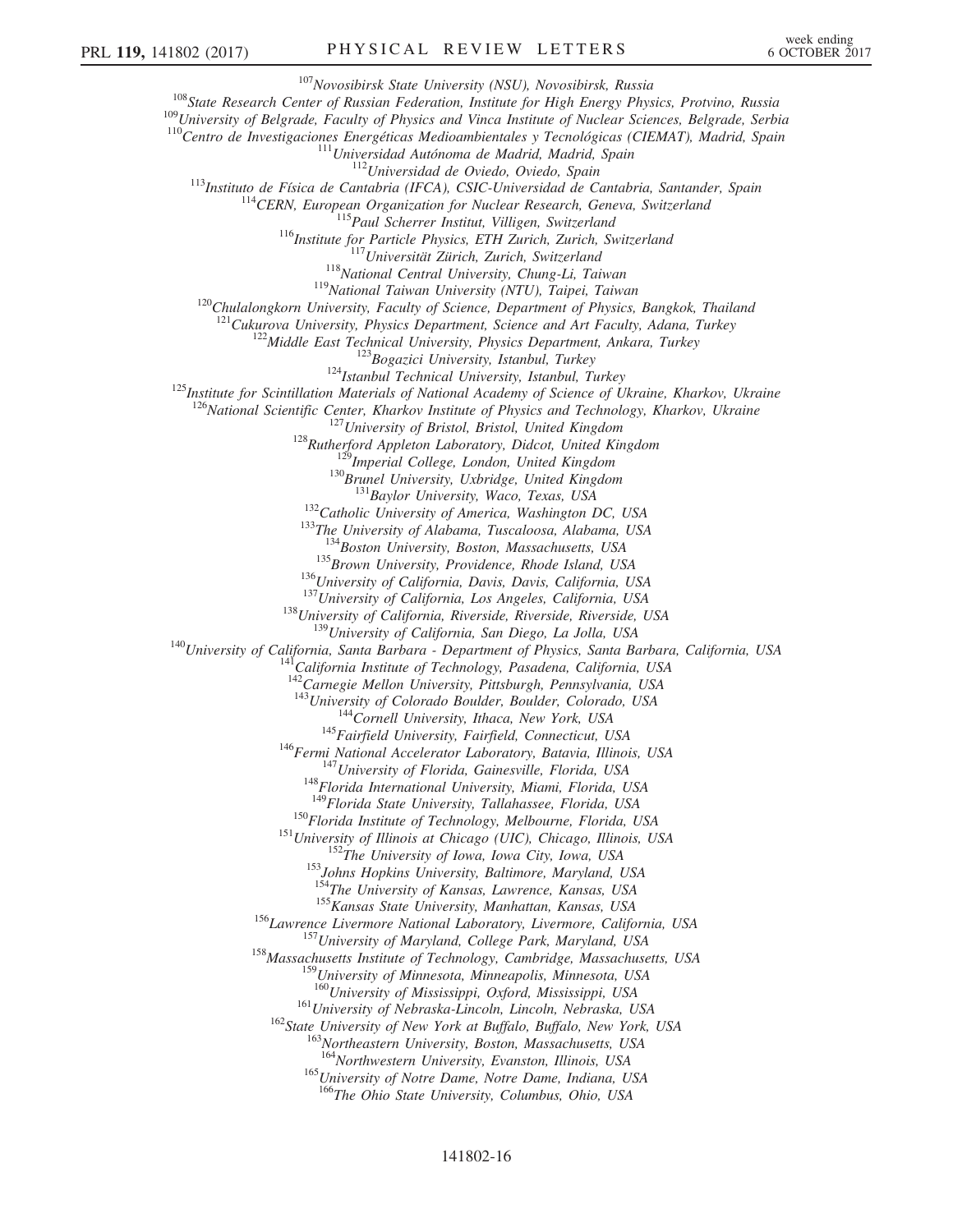[107]Novosibirsk State University (NSU), Novosibirsk, Russia

[108]State Research Center of Russian Federation, Institute for High Energy Physics, Protvino, Russia

[109]University of Belgrade, Faculty of Physics and Vinca Institute of Nuclear Sciences, Belgrade, Serbia

[110]Centro de Investigaciones Energéticas Medioambientales y Tecnológicas (CIEMAT), Madrid, Spain

[111]Universidad Autónoma de Madrid, Madrid, Spain

[112]Universidad de Oviedo, Oviedo, Spain

[113]Instituto de Física de Cantabria (IFCA), CSIC-Universidad de Cantabria, Santander, Spain

[114]CERN, European Organization for Nuclear Research, Geneva, Switzerland

[115]Paul Scherrer Institut, Villigen, Switzerland

[116]Institute for Particle Physics, ETH Zurich, Zurich, Switzerland

[117]Universität Zürich, Zurich, Switzerland

[118]National Central University, Chung-Li, Taiwan

[119]National Taiwan University (NTU), Taipei, Taiwan

[120]Chulalongkorn University, Faculty of Science, Department of Physics, Bangkok, Thailand

[121]Cukurova University, Physics Department, Science and Art Faculty, Adana, Turkey

[122]Middle East Technical University, Physics Department, Ankara, Turkey

[123]Bogazici University, Istanbul, Turkey

[124]Istanbul Technical University, Istanbul, Turkey

[125]Institute for Scintillation Materials of National Academy of Science of Ukraine, Kharkov, Ukraine

[126]National Scientific Center, Kharkov Institute of Physics and Technology, Kharkov, Ukraine

[127]University of Bristol, Bristol, United Kingdom

[128]Rutherford Appleton Laboratory, Didcot, United Kingdom

[129]Imperial College, London, United Kingdom

[130]Brunel University, Uxbridge, United Kingdom

[131]Baylor University, Waco, Texas, USA

[132]Catholic University of America, Washington DC, USA

[133]The University of Alabama, Tuscaloosa, Alabama, USA

[134]Boston University, Boston, Massachusetts, USA

[135]Brown University, Providence, Rhode Island, USA

[136]University of California, Davis, Davis, California, USA

[137]University of California, Los Angeles, California, USA

[138]University of California, Riverside, Riverside, Riverside, USA

[139]University of California, San Diego, La Jolla, USA

[140]University of California, Santa Barbara - Department of Physics, Santa Barbara, California, USA

[141]California Institute of Technology, Pasadena, California, USA

[142]Carnegie Mellon University, Pittsburgh, Pennsylvania, USA

[143]University of Colorado Boulder, Boulder, Colorado, USA

[144]Cornell University, Ithaca, New York, USA

[145]Fairfield University, Fairfield, Connecticut, USA

[146]Fermi National Accelerator Laboratory, Batavia, Illinois, USA

[147]University of Florida, Gainesville, Florida, USA

[148]Florida International University, Miami, Florida, USA

[149]Florida State University, Tallahassee, Florida, USA

[150]Florida Institute of Technology, Melbourne, Florida, USA

[151]University of Illinois at Chicago (UIC), Chicago, Illinois, USA

[152]The University of Iowa, Iowa City, Iowa, USA

[153]Johns Hopkins University, Baltimore, Maryland, USA

[154]The University of Kansas, Lawrence, Kansas, USA

[155]Kansas State University, Manhattan, Kansas, USA

[156]Lawrence Livermore National Laboratory, Livermore, California, USA

[157]University of Maryland, College Park, Maryland, USA

[158]Massachusetts Institute of Technology, Cambridge, Massachusetts, USA

[159]University of Minnesota, Minneapolis, Minnesota, USA

[160]University of Mississippi, Oxford, Mississippi, USA

[161]University of Nebraska-Lincoln, Lincoln, Nebraska, USA

[162]State University of New York at Buffalo, Buffalo, New York, USA

[163]Northeastern University, Boston, Massachusetts, USA

[164]Northwestern University, Evanston, Illinois, USA

[165]University of Notre Dame, Notre Dame, Indiana, USA

[166]The Ohio State University, Columbus, Ohio, USA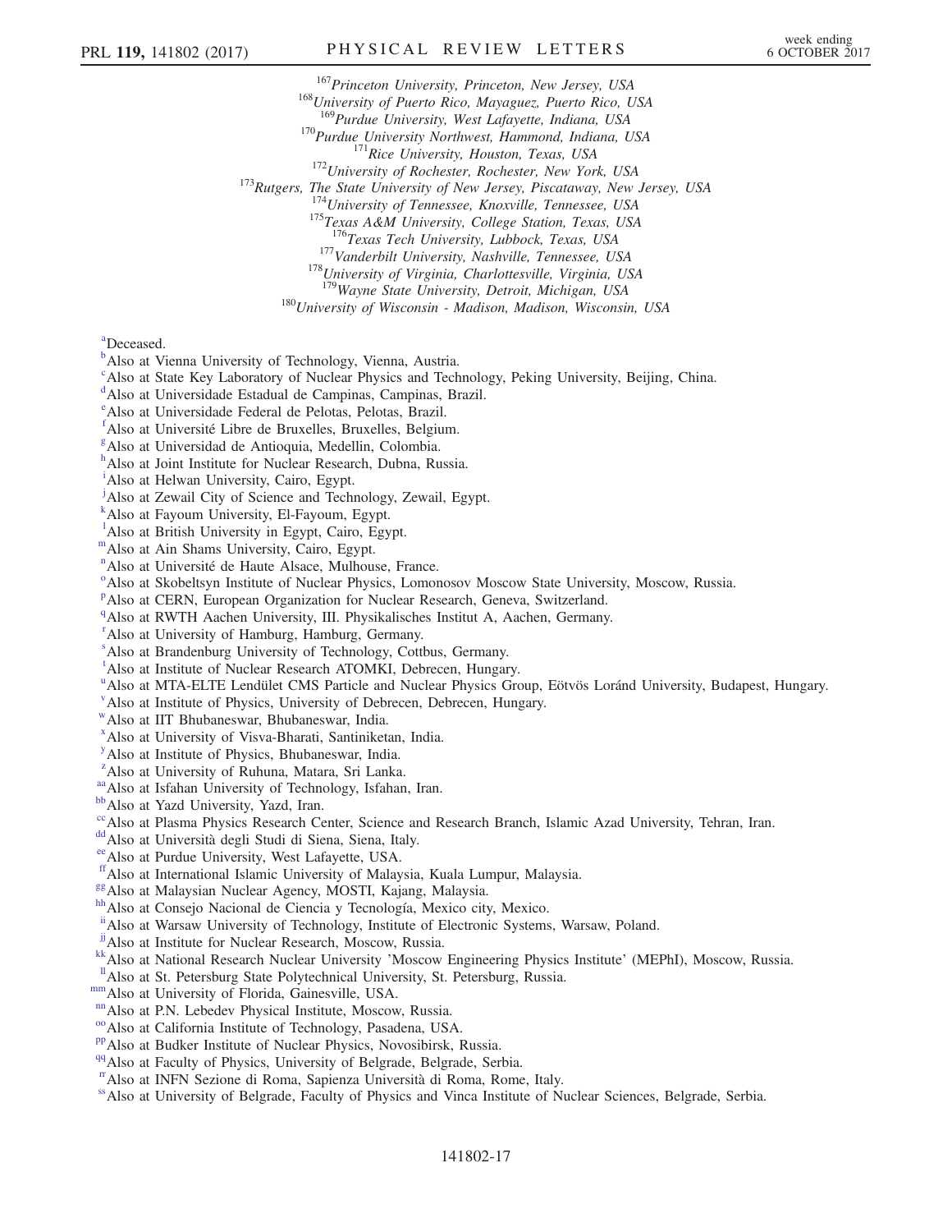[167]Princeton University, Princeton, New Jersey, USA
[168]University of Puerto Rico, Mayaguez, Puerto Rico, USA
[169]Purdue University, West Lafayette, Indiana, USA
[170]Purdue University Northwest, Hammond, Indiana, USA
[171]Rice University, Houston, Texas, USA
[172]University of Rochester, Rochester, New York, USA
[173]Rutgers, The State University of New Jersey, Piscataway, New Jersey, USA
[174]University of Tennessee, Knoxville, Tennessee, USA
[175]Texas A&M University, College Station, Texas, USA
[176]Texas Tech University, Lubbock, Texas, USA
[177]Vanderbilt University, Nashville, Tennessee, USA
[178]University of Virginia, Charlottesville, Virginia, USA
[179]Wayne State University, Detroit, Michigan, USA
[180]University of Wisconsin - Madison, Madison, Wisconsin, USA

[a]Deceased.
[b]Also at Vienna University of Technology, Vienna, Austria.
[c]Also at State Key Laboratory of Nuclear Physics and Technology, Peking University, Beijing, China.
[d]Also at Universidade Estadual de Campinas, Campinas, Brazil.
[e]Also at Universidade Federal de Pelotas, Pelotas, Brazil.
[f]Also at Université Libre de Bruxelles, Bruxelles, Belgium.
[g]Also at Universidad de Antioquia, Medellin, Colombia.
[h]Also at Joint Institute for Nuclear Research, Dubna, Russia.
[i]Also at Helwan University, Cairo, Egypt.
[j]Also at Zewail City of Science and Technology, Zewail, Egypt.
[k]Also at Fayoum University, El-Fayoum, Egypt.
[l]Also at British University in Egypt, Cairo, Egypt.
[m]Also at Ain Shams University, Cairo, Egypt.
[n]Also at Université de Haute Alsace, Mulhouse, France.
[o]Also at Skobeltsyn Institute of Nuclear Physics, Lomonosov Moscow State University, Moscow, Russia.
[p]Also at CERN, European Organization for Nuclear Research, Geneva, Switzerland.
[q]Also at RWTH Aachen University, III. Physikalisches Institut A, Aachen, Germany.
[r]Also at University of Hamburg, Hamburg, Germany.
[s]Also at Brandenburg University of Technology, Cottbus, Germany.
[t]Also at Institute of Nuclear Research ATOMKI, Debrecen, Hungary.
[u]Also at MTA-ELTE Lendület CMS Particle and Nuclear Physics Group, Eötvös Loránd University, Budapest, Hungary.
[v]Also at Institute of Physics, University of Debrecen, Debrecen, Hungary.
[w]Also at IIT Bhubaneswar, Bhubaneswar, India.
[x]Also at University of Visva-Bharati, Santiniketan, India.
[y]Also at Institute of Physics, Bhubaneswar, India.
[z]Also at University of Ruhuna, Matara, Sri Lanka.
[aa]Also at Isfahan University of Technology, Isfahan, Iran.
[bb]Also at Yazd University, Yazd, Iran.
[cc]Also at Plasma Physics Research Center, Science and Research Branch, Islamic Azad University, Tehran, Iran.
[dd]Also at Università degli Studi di Siena, Siena, Italy.
[ee]Also at Purdue University, West Lafayette, USA.
[ff]Also at International Islamic University of Malaysia, Kuala Lumpur, Malaysia.
[gg]Also at Malaysian Nuclear Agency, MOSTI, Kajang, Malaysia.
[hh]Also at Consejo Nacional de Ciencia y Tecnología, Mexico city, Mexico.
[ii]Also at Warsaw University of Technology, Institute of Electronic Systems, Warsaw, Poland.
[jj]Also at Institute for Nuclear Research, Moscow, Russia.
[kk]Also at National Research Nuclear University 'Moscow Engineering Physics Institute' (MEPhI), Moscow, Russia.
[ll]Also at St. Petersburg State Polytechnical University, St. Petersburg, Russia.
[mm]Also at University of Florida, Gainesville, USA.
[nn]Also at P.N. Lebedev Physical Institute, Moscow, Russia.
[oo]Also at California Institute of Technology, Pasadena, USA.
[pp]Also at Budker Institute of Nuclear Physics, Novosibirsk, Russia.
[qq]Also at Faculty of Physics, University of Belgrade, Belgrade, Serbia.
[rr]Also at INFN Sezione di Roma, Sapienza Università di Roma, Rome, Italy.
[ss]Also at University of Belgrade, Faculty of Physics and Vinca Institute of Nuclear Sciences, Belgrade, Serbia.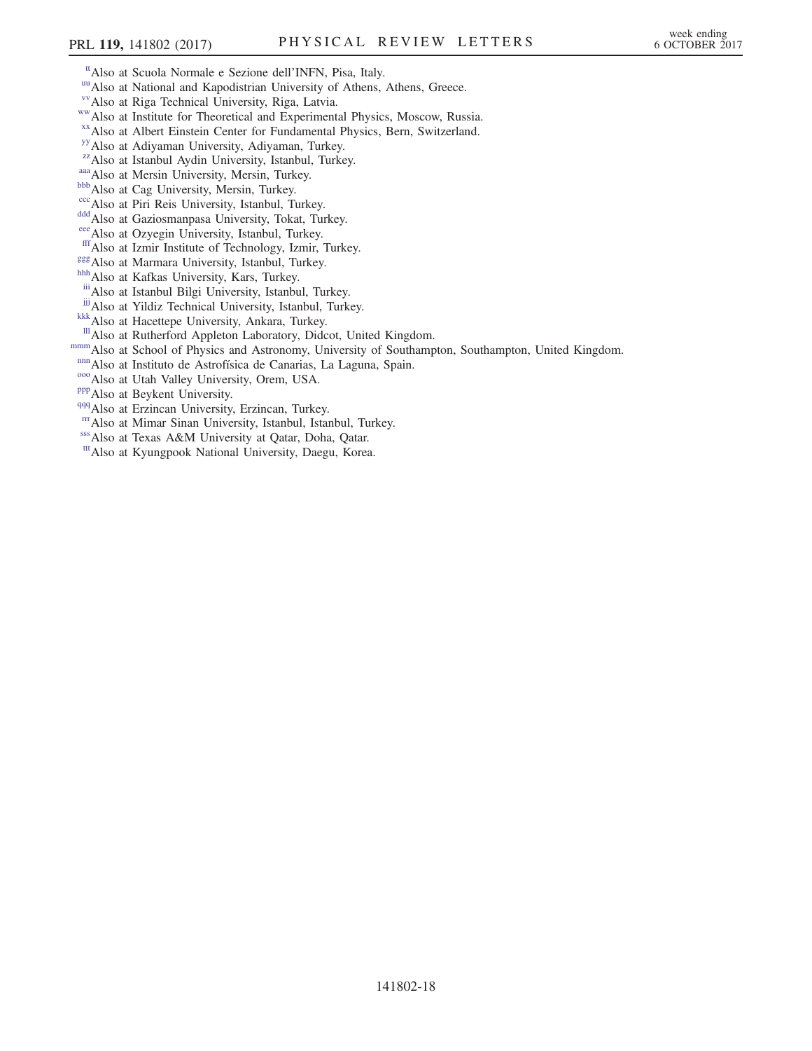[tt]Also at Scuola Normale e Sezione dell'INFN, Pisa, Italy.
[uu]Also at National and Kapodistrian University of Athens, Athens, Greece.
[vv]Also at Riga Technical University, Riga, Latvia.
[ww]Also at Institute for Theoretical and Experimental Physics, Moscow, Russia.
[xx]Also at Albert Einstein Center for Fundamental Physics, Bern, Switzerland.
[yy]Also at Adiyaman University, Adiyaman, Turkey.
[zz]Also at Istanbul Aydin University, Istanbul, Turkey.
[aaa]Also at Mersin University, Mersin, Turkey.
[bbb]Also at Cag University, Mersin, Turkey.
[ccc]Also at Piri Reis University, Istanbul, Turkey.
[ddd]Also at Gaziosmanpasa University, Tokat, Turkey.
[eee]Also at Ozyegin University, Istanbul, Turkey.
[fff]Also at Izmir Institute of Technology, Izmir, Turkey.
[ggg]Also at Marmara University, Istanbul, Turkey.
[hhh]Also at Kafkas University, Kars, Turkey.
[iii]Also at Istanbul Bilgi University, Istanbul, Turkey.
[jjj]Also at Yildiz Technical University, Istanbul, Turkey.
[kkk]Also at Hacettepe University, Ankara, Turkey.
[lll]Also at Rutherford Appleton Laboratory, Didcot, United Kingdom.
[mmm]Also at School of Physics and Astronomy, University of Southampton, Southampton, United Kingdom.
[nnn]Also at Instituto de Astrofísica de Canarias, La Laguna, Spain.
[ooo]Also at Utah Valley University, Orem, USA.
[ppp]Also at Beykent University.
[qqq]Also at Erzincan University, Erzincan, Turkey.
[rrr]Also at Mimar Sinan University, Istanbul, Istanbul, Turkey.
[sss]Also at Texas A&M University at Qatar, Doha, Qatar.
[ttt]Also at Kyungpook National University, Daegu, Korea.